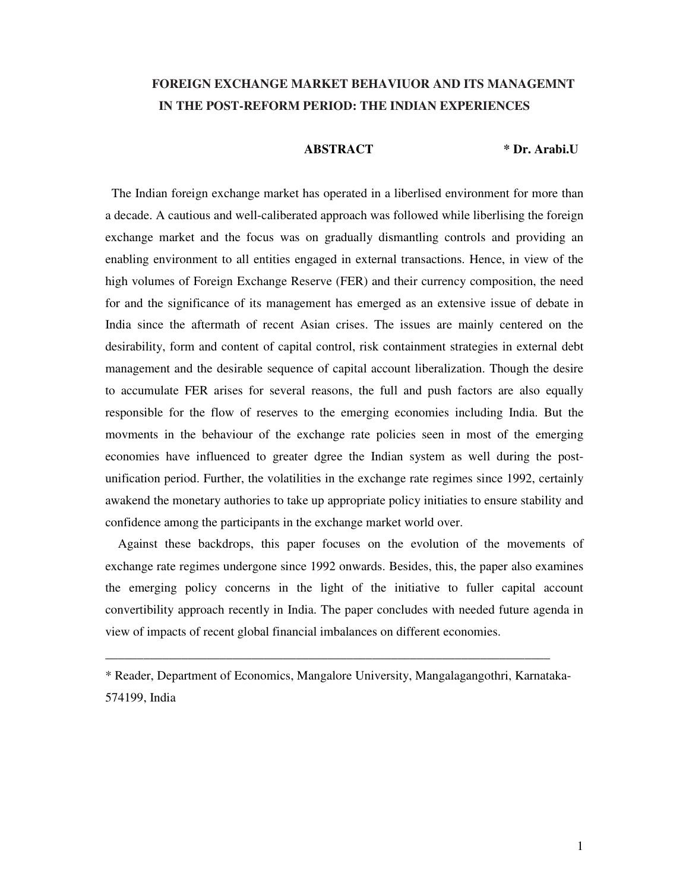# FOREIGN EXCHANGE MARKET BEHAVIUOR AND ITS MANAGEMNT IN THE POST-REFORM PERIOD: THE INDIAN EXPERIENCES

**ABSTRACT** **\* Dr. Arabi.U**

The Indian foreign exchange market has operated in a liberlised environment for more than a decade. A cautious and well-caliberated approach was followed while liberlising the foreign exchange market and the focus was on gradually dismantling controls and providing an enabling environment to all entities engaged in external transactions. Hence, in view of the high volumes of Foreign Exchange Reserve (FER) and their currency composition, the need for and the significance of its management has emerged as an extensive issue of debate in India since the aftermath of recent Asian crises. The issues are mainly centered on the desirability, form and content of capital control, risk containment strategies in external debt management and the desirable sequence of capital account liberalization. Though the desire to accumulate FER arises for several reasons, the full and push factors are also equally responsible for the flow of reserves to the emerging economies including India. But the movments in the behaviour of the exchange rate policies seen in most of the emerging economies have influenced to greater dgree the Indian system as well during the post-unification period. Further, the volatilities in the exchange rate regimes since 1992, certainly awakend the monetary authories to take up appropriate policy initiaties to ensure stability and confidence among the participants in the exchange market world over.

Against these backdrops, this paper focuses on the evolution of the movements of exchange rate regimes undergone since 1992 onwards. Besides, this, the paper also examines the emerging policy concerns in the light of the initiative to fuller capital account convertibility approach recently in India. The paper concludes with needed future agenda in view of impacts of recent global financial imbalances on different economies.

---

\* Reader, Department of Economics, Mangalore University, Mangalagangothri, Karnataka-574199, India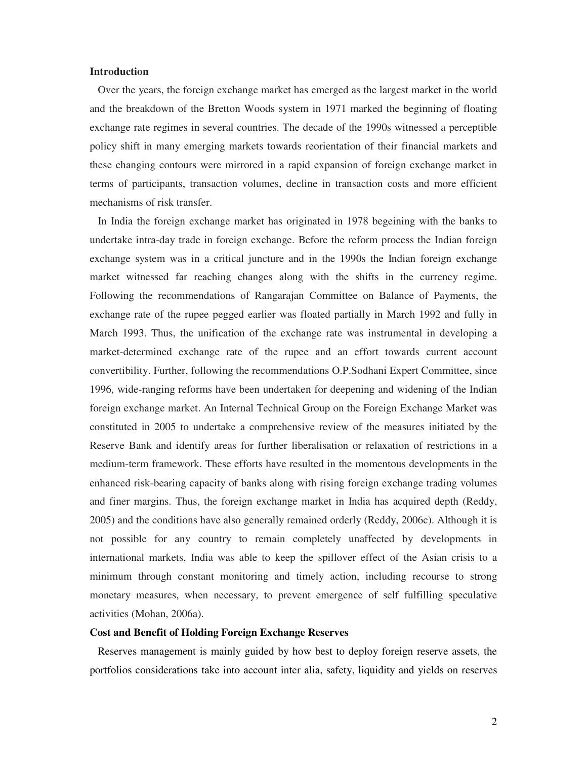**Introduction**

Over the years, the foreign exchange market has emerged as the largest market in the world and the breakdown of the Bretton Woods system in 1971 marked the beginning of floating exchange rate regimes in several countries. The decade of the 1990s witnessed a perceptible policy shift in many emerging markets towards reorientation of their financial markets and these changing contours were mirrored in a rapid expansion of foreign exchange market in terms of participants, transaction volumes, decline in transaction costs and more efficient mechanisms of risk transfer.

In India the foreign exchange market has originated in 1978 begeining with the banks to undertake intra-day trade in foreign exchange. Before the reform process the Indian foreign exchange system was in a critical juncture and in the 1990s the Indian foreign exchange market witnessed far reaching changes along with the shifts in the currency regime. Following the recommendations of Rangarajan Committee on Balance of Payments, the exchange rate of the rupee pegged earlier was floated partially in March 1992 and fully in March 1993. Thus, the unification of the exchange rate was instrumental in developing a market-determined exchange rate of the rupee and an effort towards current account convertibility. Further, following the recommendations O.P.Sodhani Expert Committee, since 1996, wide-ranging reforms have been undertaken for deepening and widening of the Indian foreign exchange market. An Internal Technical Group on the Foreign Exchange Market was constituted in 2005 to undertake a comprehensive review of the measures initiated by the Reserve Bank and identify areas for further liberalisation or relaxation of restrictions in a medium-term framework. These efforts have resulted in the momentous developments in the enhanced risk-bearing capacity of banks along with rising foreign exchange trading volumes and finer margins. Thus, the foreign exchange market in India has acquired depth (Reddy, 2005) and the conditions have also generally remained orderly (Reddy, 2006c). Although it is not possible for any country to remain completely unaffected by developments in international markets, India was able to keep the spillover effect of the Asian crisis to a minimum through constant monitoring and timely action, including recourse to strong monetary measures, when necessary, to prevent emergence of self fulfilling speculative activities (Mohan, 2006a).

**Cost and Benefit of Holding Foreign Exchange Reserves**

Reserves management is mainly guided by how best to deploy foreign reserve assets, the portfolios considerations take into account inter alia, safety, liquidity and yields on reserves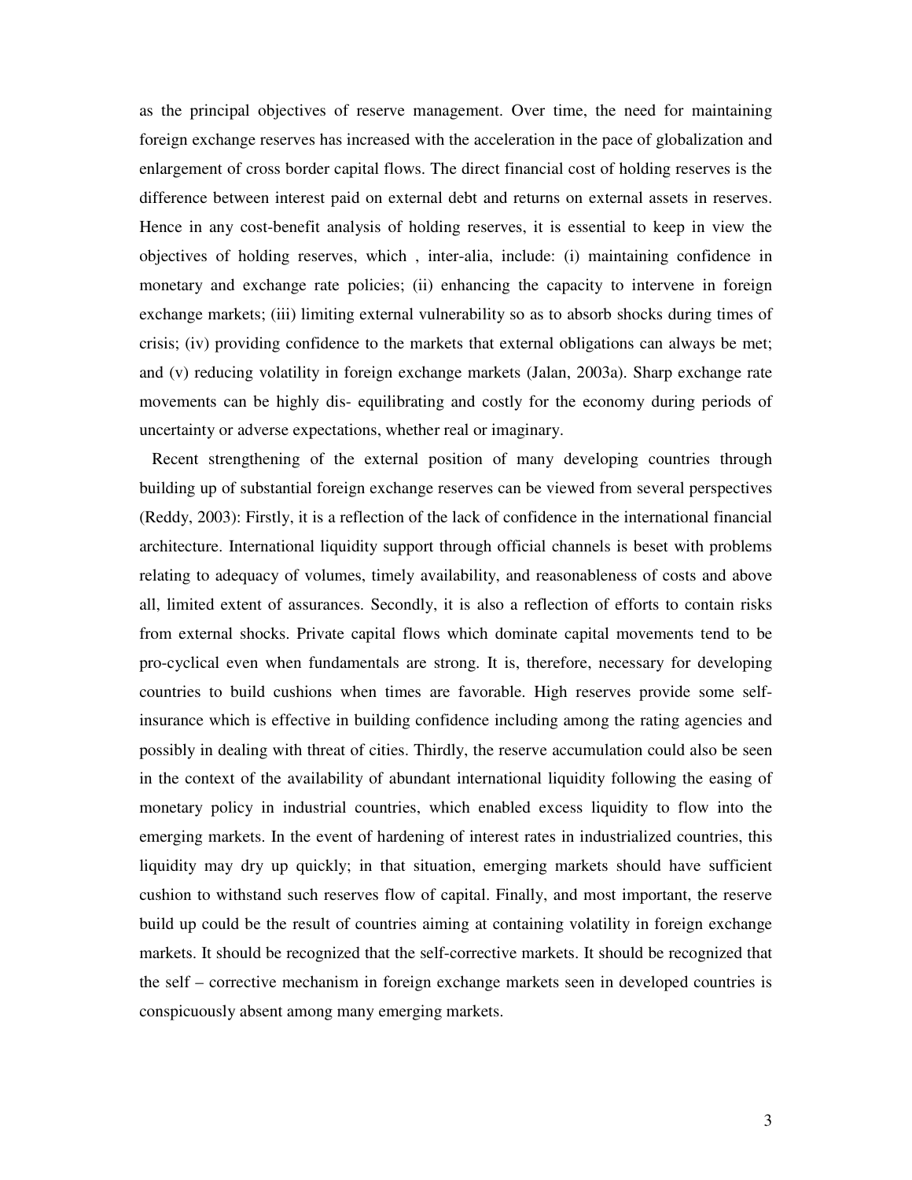as the principal objectives of reserve management. Over time, the need for maintaining foreign exchange reserves has increased with the acceleration in the pace of globalization and enlargement of cross border capital flows. The direct financial cost of holding reserves is the difference between interest paid on external debt and returns on external assets in reserves. Hence in any cost-benefit analysis of holding reserves, it is essential to keep in view the objectives of holding reserves, which , inter-alia, include: (i) maintaining confidence in monetary and exchange rate policies; (ii) enhancing the capacity to intervene in foreign exchange markets; (iii) limiting external vulnerability so as to absorb shocks during times of crisis; (iv) providing confidence to the markets that external obligations can always be met; and (v) reducing volatility in foreign exchange markets (Jalan, 2003a). Sharp exchange rate movements can be highly dis- equilibrating and costly for the economy during periods of uncertainty or adverse expectations, whether real or imaginary.

Recent strengthening of the external position of many developing countries through building up of substantial foreign exchange reserves can be viewed from several perspectives (Reddy, 2003): Firstly, it is a reflection of the lack of confidence in the international financial architecture. International liquidity support through official channels is beset with problems relating to adequacy of volumes, timely availability, and reasonableness of costs and above all, limited extent of assurances. Secondly, it is also a reflection of efforts to contain risks from external shocks. Private capital flows which dominate capital movements tend to be pro-cyclical even when fundamentals are strong. It is, therefore, necessary for developing countries to build cushions when times are favorable. High reserves provide some self-insurance which is effective in building confidence including among the rating agencies and possibly in dealing with threat of cities. Thirdly, the reserve accumulation could also be seen in the context of the availability of abundant international liquidity following the easing of monetary policy in industrial countries, which enabled excess liquidity to flow into the emerging markets. In the event of hardening of interest rates in industrialized countries, this liquidity may dry up quickly; in that situation, emerging markets should have sufficient cushion to withstand such reserves flow of capital. Finally, and most important, the reserve build up could be the result of countries aiming at containing volatility in foreign exchange markets. It should be recognized that the self-corrective markets. It should be recognized that the self – corrective mechanism in foreign exchange markets seen in developed countries is conspicuously absent among many emerging markets.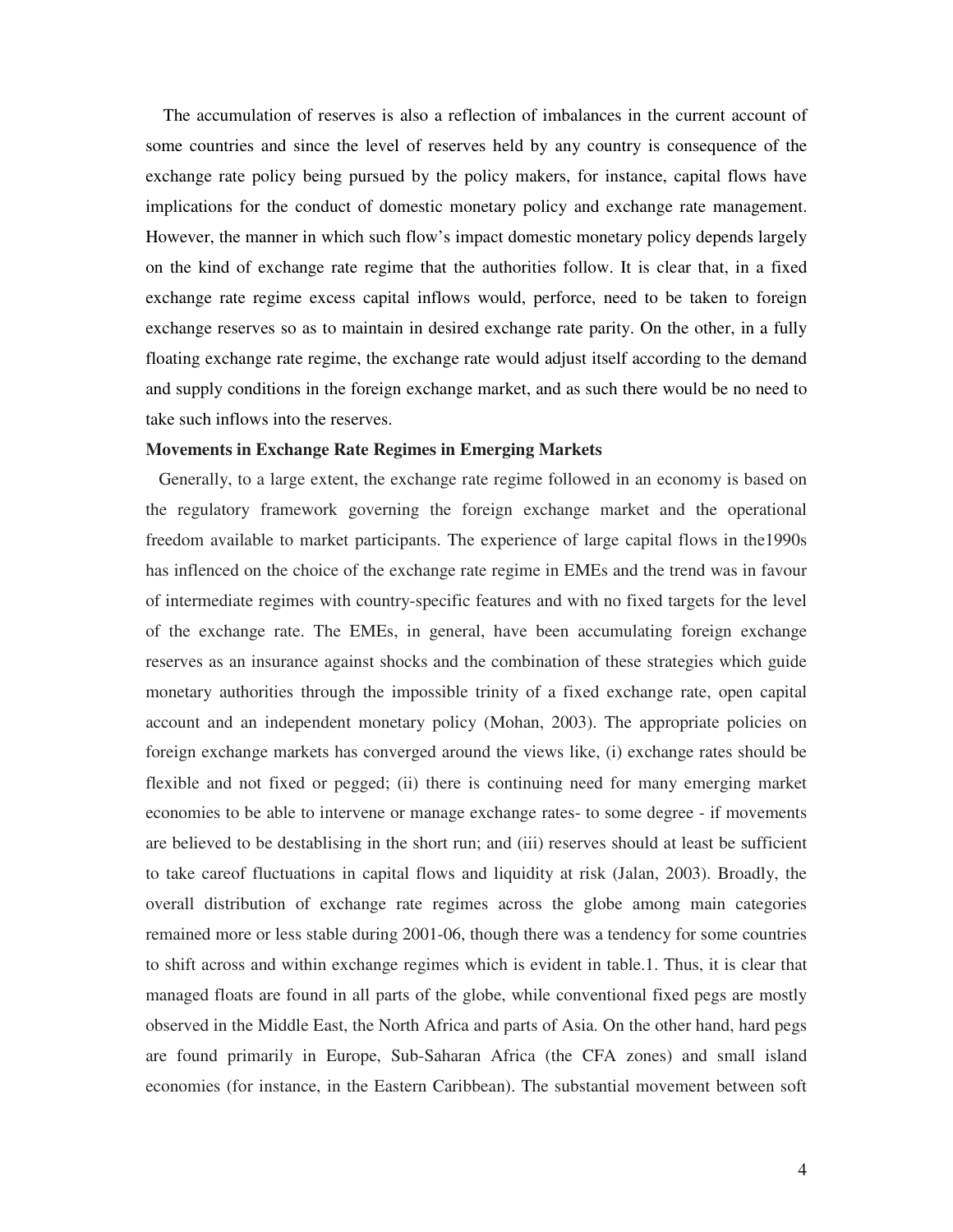The accumulation of reserves is also a reflection of imbalances in the current account of some countries and since the level of reserves held by any country is consequence of the exchange rate policy being pursued by the policy makers, for instance, capital flows have implications for the conduct of domestic monetary policy and exchange rate management. However, the manner in which such flow's impact domestic monetary policy depends largely on the kind of exchange rate regime that the authorities follow. It is clear that, in a fixed exchange rate regime excess capital inflows would, perforce, need to be taken to foreign exchange reserves so as to maintain in desired exchange rate parity. On the other, in a fully floating exchange rate regime, the exchange rate would adjust itself according to the demand and supply conditions in the foreign exchange market, and as such there would be no need to take such inflows into the reserves.

**Movements in Exchange Rate Regimes in Emerging Markets**

Generally, to a large extent, the exchange rate regime followed in an economy is based on the regulatory framework governing the foreign exchange market and the operational freedom available to market participants. The experience of large capital flows in the1990s has inflenced on the choice of the exchange rate regime in EMEs and the trend was in favour of intermediate regimes with country-specific features and with no fixed targets for the level of the exchange rate. The EMEs, in general, have been accumulating foreign exchange reserves as an insurance against shocks and the combination of these strategies which guide monetary authorities through the impossible trinity of a fixed exchange rate, open capital account and an independent monetary policy (Mohan, 2003). The appropriate policies on foreign exchange markets has converged around the views like, (i) exchange rates should be flexible and not fixed or pegged; (ii) there is continuing need for many emerging market economies to be able to intervene or manage exchange rates- to some degree - if movements are believed to be destablising in the short run; and (iii) reserves should at least be sufficient to take careof fluctuations in capital flows and liquidity at risk (Jalan, 2003). Broadly, the overall distribution of exchange rate regimes across the globe among main categories remained more or less stable during 2001-06, though there was a tendency for some countries to shift across and within exchange regimes which is evident in table.1. Thus, it is clear that managed floats are found in all parts of the globe, while conventional fixed pegs are mostly observed in the Middle East, the North Africa and parts of Asia. On the other hand, hard pegs are found primarily in Europe, Sub-Saharan Africa (the CFA zones) and small island economies (for instance, in the Eastern Caribbean). The substantial movement between soft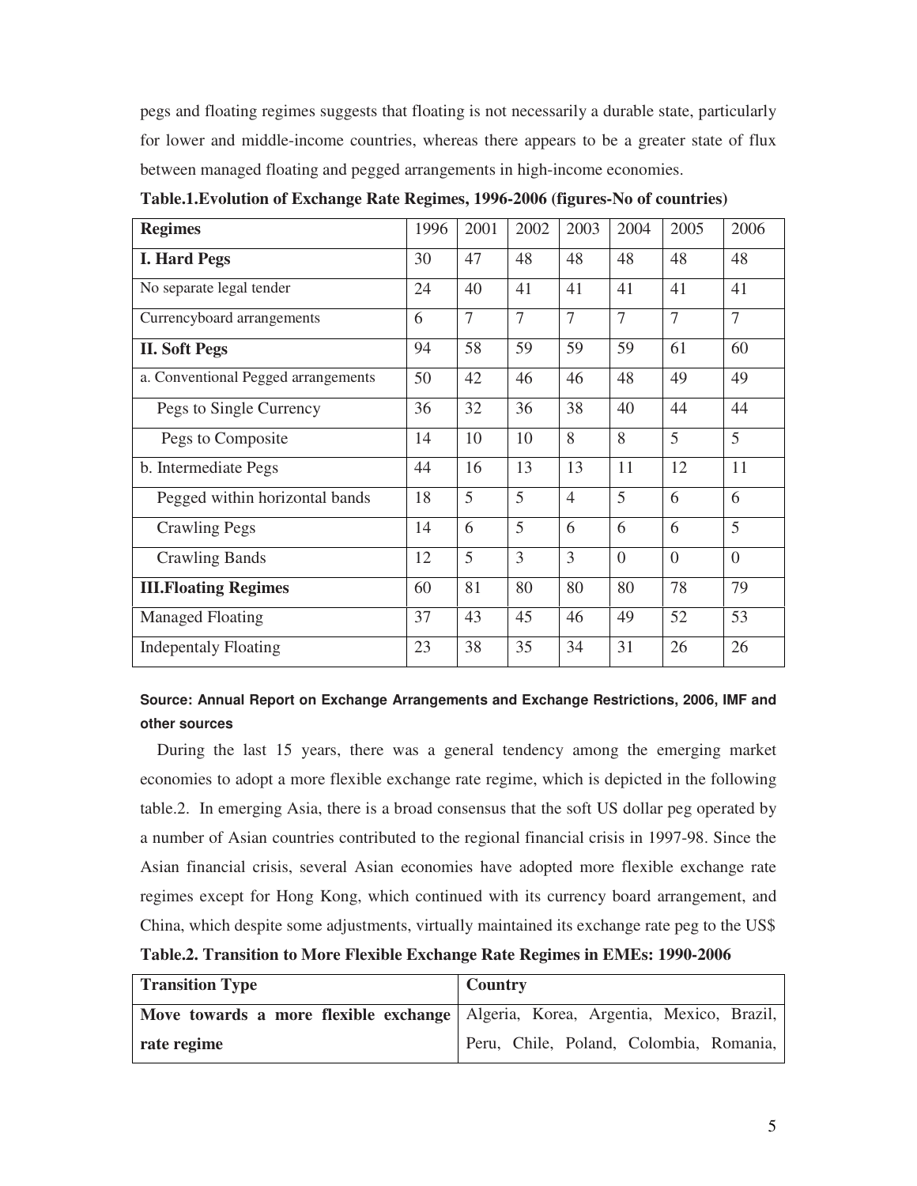pegs and floating regimes suggests that floating is not necessarily a durable state, particularly for lower and middle-income countries, whereas there appears to be a greater state of flux between managed floating and pegged arrangements in high-income economies.

**Table.1.Evolution of Exchange Rate Regimes, 1996-2006 (figures-No of countries)**

| Regimes | 1996 | 2001 | 2002 | 2003 | 2004 | 2005 | 2006 |
|---|---|---|---|---|---|---|---|
| **I. Hard Pegs** | 30 | 47 | 48 | 48 | 48 | 48 | 48 |
| No separate legal tender | 24 | 40 | 41 | 41 | 41 | 41 | 41 |
| Currencyboard arrangements | 6 | 7 | 7 | 7 | 7 | 7 | 7 |
| **II. Soft Pegs** | 94 | 58 | 59 | 59 | 59 | 61 | 60 |
| a. Conventional Pegged arrangements | 50 | 42 | 46 | 46 | 48 | 49 | 49 |
| Pegs to Single Currency | 36 | 32 | 36 | 38 | 40 | 44 | 44 |
| Pegs to Composite | 14 | 10 | 10 | 8 | 8 | 5 | 5 |
| b. Intermediate Pegs | 44 | 16 | 13 | 13 | 11 | 12 | 11 |
| Pegged within horizontal bands | 18 | 5 | 5 | 4 | 5 | 6 | 6 |
| Crawling Pegs | 14 | 6 | 5 | 6 | 6 | 6 | 5 |
| Crawling Bands | 12 | 5 | 3 | 3 | 0 | 0 | 0 |
| **III.Floating Regimes** | 60 | 81 | 80 | 80 | 80 | 78 | 79 |
| Managed Floating | 37 | 43 | 45 | 46 | 49 | 52 | 53 |
| Indepentaly Floating | 23 | 38 | 35 | 34 | 31 | 26 | 26 |

**Source: Annual Report on Exchange Arrangements and Exchange Restrictions, 2006, IMF and other sources**

During the last 15 years, there was a general tendency among the emerging market economies to adopt a more flexible exchange rate regime, which is depicted in the following table.2. In emerging Asia, there is a broad consensus that the soft US dollar peg operated by a number of Asian countries contributed to the regional financial crisis in 1997-98. Since the Asian financial crisis, several Asian economies have adopted more flexible exchange rate regimes except for Hong Kong, which continued with its currency board arrangement, and China, which despite some adjustments, virtually maintained its exchange rate peg to the US$

**Table.2. Transition to More Flexible Exchange Rate Regimes in EMEs: 1990-2006**

| Transition Type | Country |
|---|---|
| **Move towards a more flexible exchange rate regime** | Algeria, Korea, Argentia, Mexico, Brazil, Peru, Chile, Poland, Colombia, Romania, |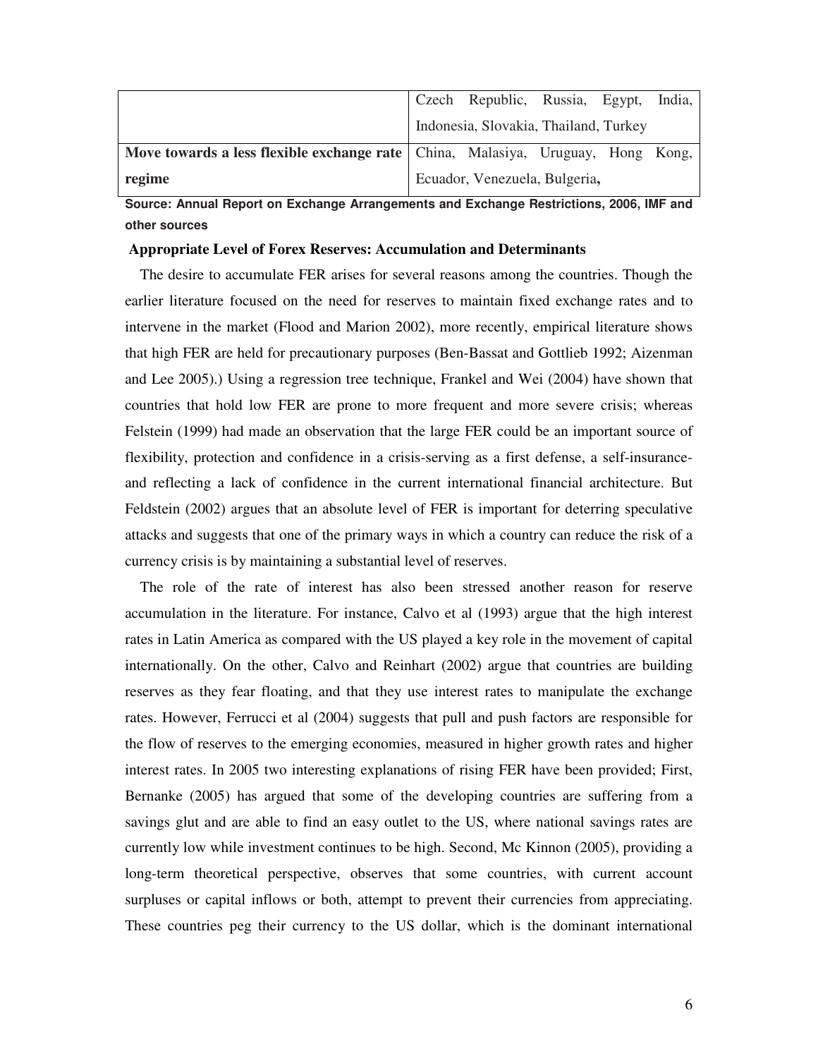| | |
|---|---|
| | Czech Republic, Russia, Egypt, India, Indonesia, Slovakia, Thailand, Turkey |
| **Move towards a less flexible exchange rate regime** | China, Malasiya, Uruguay, Hong Kong, Ecuador, Venezuela, Bulgeria**,** |

**Source: Annual Report on Exchange Arrangements and Exchange Restrictions, 2006, IMF and other sources**

**Appropriate Level of Forex Reserves: Accumulation and Determinants**

The desire to accumulate FER arises for several reasons among the countries. Though the earlier literature focused on the need for reserves to maintain fixed exchange rates and to intervene in the market (Flood and Marion 2002), more recently, empirical literature shows that high FER are held for precautionary purposes (Ben-Bassat and Gottlieb 1992; Aizenman and Lee 2005).) Using a regression tree technique, Frankel and Wei (2004) have shown that countries that hold low FER are prone to more frequent and more severe crisis; whereas Felstein (1999) had made an observation that the large FER could be an important source of flexibility, protection and confidence in a crisis-serving as a first defense, a self-insurance-and reflecting a lack of confidence in the current international financial architecture. But Feldstein (2002) argues that an absolute level of FER is important for deterring speculative attacks and suggests that one of the primary ways in which a country can reduce the risk of a currency crisis is by maintaining a substantial level of reserves.

The role of the rate of interest has also been stressed another reason for reserve accumulation in the literature. For instance, Calvo et al (1993) argue that the high interest rates in Latin America as compared with the US played a key role in the movement of capital internationally. On the other, Calvo and Reinhart (2002) argue that countries are building reserves as they fear floating, and that they use interest rates to manipulate the exchange rates. However, Ferrucci et al (2004) suggests that pull and push factors are responsible for the flow of reserves to the emerging economies, measured in higher growth rates and higher interest rates. In 2005 two interesting explanations of rising FER have been provided; First, Bernanke (2005) has argued that some of the developing countries are suffering from a savings glut and are able to find an easy outlet to the US, where national savings rates are currently low while investment continues to be high. Second, Mc Kinnon (2005), providing a long-term theoretical perspective, observes that some countries, with current account surpluses or capital inflows or both, attempt to prevent their currencies from appreciating. These countries peg their currency to the US dollar, which is the dominant international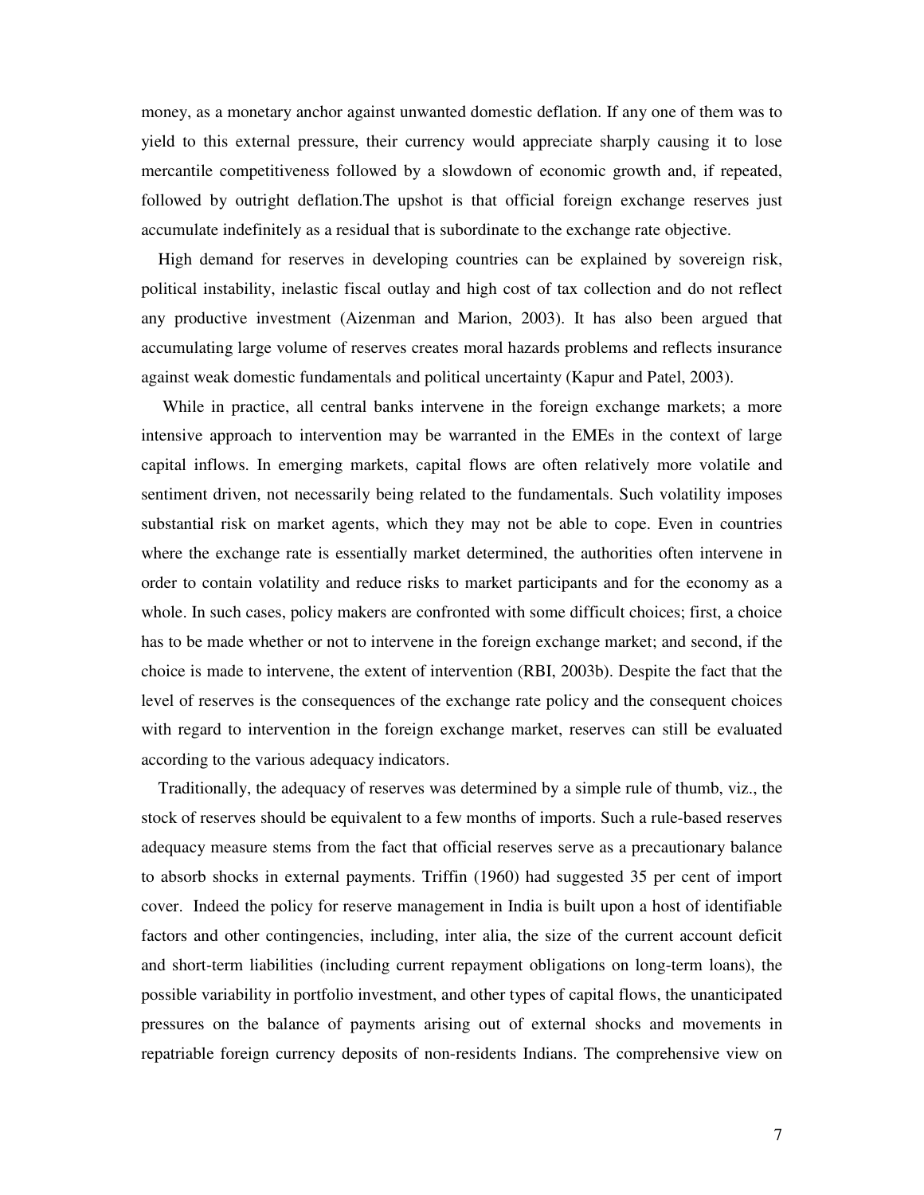money, as a monetary anchor against unwanted domestic deflation. If any one of them was to yield to this external pressure, their currency would appreciate sharply causing it to lose mercantile competitiveness followed by a slowdown of economic growth and, if repeated, followed by outright deflation.The upshot is that official foreign exchange reserves just accumulate indefinitely as a residual that is subordinate to the exchange rate objective.

High demand for reserves in developing countries can be explained by sovereign risk, political instability, inelastic fiscal outlay and high cost of tax collection and do not reflect any productive investment (Aizenman and Marion, 2003). It has also been argued that accumulating large volume of reserves creates moral hazards problems and reflects insurance against weak domestic fundamentals and political uncertainty (Kapur and Patel, 2003).

While in practice, all central banks intervene in the foreign exchange markets; a more intensive approach to intervention may be warranted in the EMEs in the context of large capital inflows. In emerging markets, capital flows are often relatively more volatile and sentiment driven, not necessarily being related to the fundamentals. Such volatility imposes substantial risk on market agents, which they may not be able to cope. Even in countries where the exchange rate is essentially market determined, the authorities often intervene in order to contain volatility and reduce risks to market participants and for the economy as a whole. In such cases, policy makers are confronted with some difficult choices; first, a choice has to be made whether or not to intervene in the foreign exchange market; and second, if the choice is made to intervene, the extent of intervention (RBI, 2003b). Despite the fact that the level of reserves is the consequences of the exchange rate policy and the consequent choices with regard to intervention in the foreign exchange market, reserves can still be evaluated according to the various adequacy indicators.

Traditionally, the adequacy of reserves was determined by a simple rule of thumb, viz., the stock of reserves should be equivalent to a few months of imports. Such a rule-based reserves adequacy measure stems from the fact that official reserves serve as a precautionary balance to absorb shocks in external payments. Triffin (1960) had suggested 35 per cent of import cover. Indeed the policy for reserve management in India is built upon a host of identifiable factors and other contingencies, including, inter alia, the size of the current account deficit and short-term liabilities (including current repayment obligations on long-term loans), the possible variability in portfolio investment, and other types of capital flows, the unanticipated pressures on the balance of payments arising out of external shocks and movements in repatriable foreign currency deposits of non-residents Indians. The comprehensive view on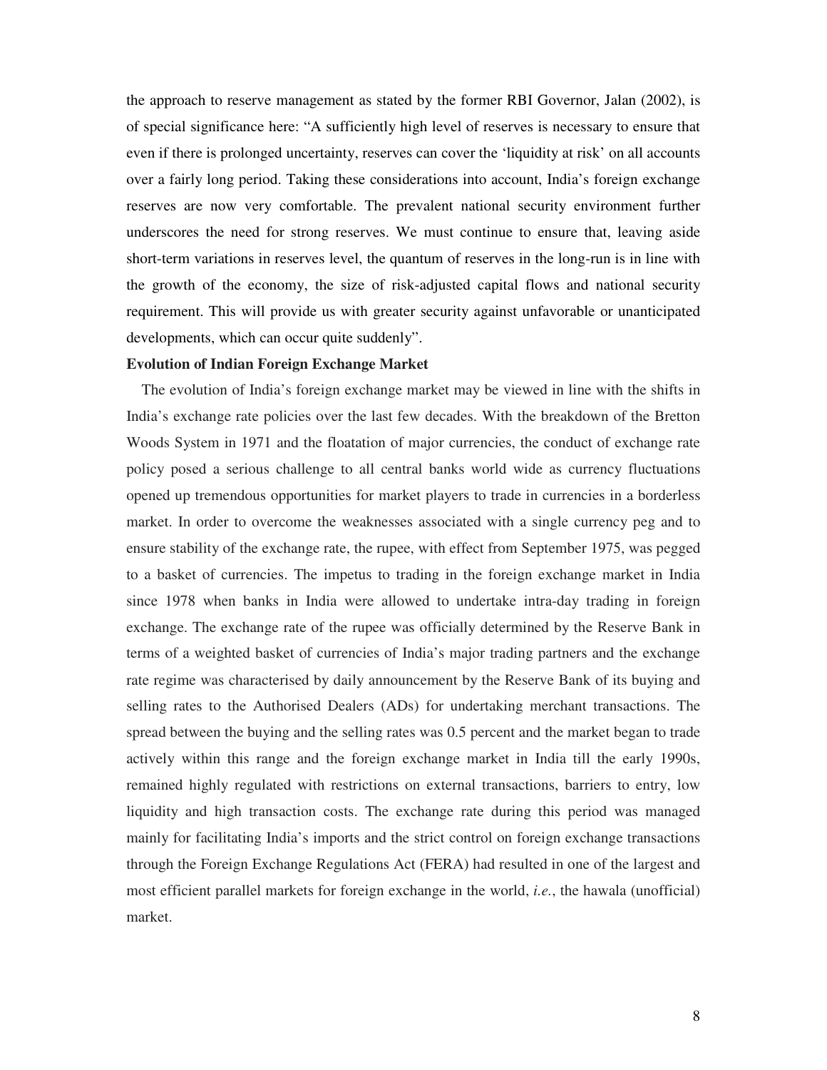the approach to reserve management as stated by the former RBI Governor, Jalan (2002), is of special significance here: "A sufficiently high level of reserves is necessary to ensure that even if there is prolonged uncertainty, reserves can cover the 'liquidity at risk' on all accounts over a fairly long period. Taking these considerations into account, India's foreign exchange reserves are now very comfortable. The prevalent national security environment further underscores the need for strong reserves. We must continue to ensure that, leaving aside short-term variations in reserves level, the quantum of reserves in the long-run is in line with the growth of the economy, the size of risk-adjusted capital flows and national security requirement. This will provide us with greater security against unfavorable or unanticipated developments, which can occur quite suddenly".

**Evolution of Indian Foreign Exchange Market**

The evolution of India's foreign exchange market may be viewed in line with the shifts in India's exchange rate policies over the last few decades. With the breakdown of the Bretton Woods System in 1971 and the floatation of major currencies, the conduct of exchange rate policy posed a serious challenge to all central banks world wide as currency fluctuations opened up tremendous opportunities for market players to trade in currencies in a borderless market. In order to overcome the weaknesses associated with a single currency peg and to ensure stability of the exchange rate, the rupee, with effect from September 1975, was pegged to a basket of currencies. The impetus to trading in the foreign exchange market in India since 1978 when banks in India were allowed to undertake intra-day trading in foreign exchange. The exchange rate of the rupee was officially determined by the Reserve Bank in terms of a weighted basket of currencies of India's major trading partners and the exchange rate regime was characterised by daily announcement by the Reserve Bank of its buying and selling rates to the Authorised Dealers (ADs) for undertaking merchant transactions. The spread between the buying and the selling rates was 0.5 percent and the market began to trade actively within this range and the foreign exchange market in India till the early 1990s, remained highly regulated with restrictions on external transactions, barriers to entry, low liquidity and high transaction costs. The exchange rate during this period was managed mainly for facilitating India's imports and the strict control on foreign exchange transactions through the Foreign Exchange Regulations Act (FERA) had resulted in one of the largest and most efficient parallel markets for foreign exchange in the world, *i.e.*, the hawala (unofficial) market.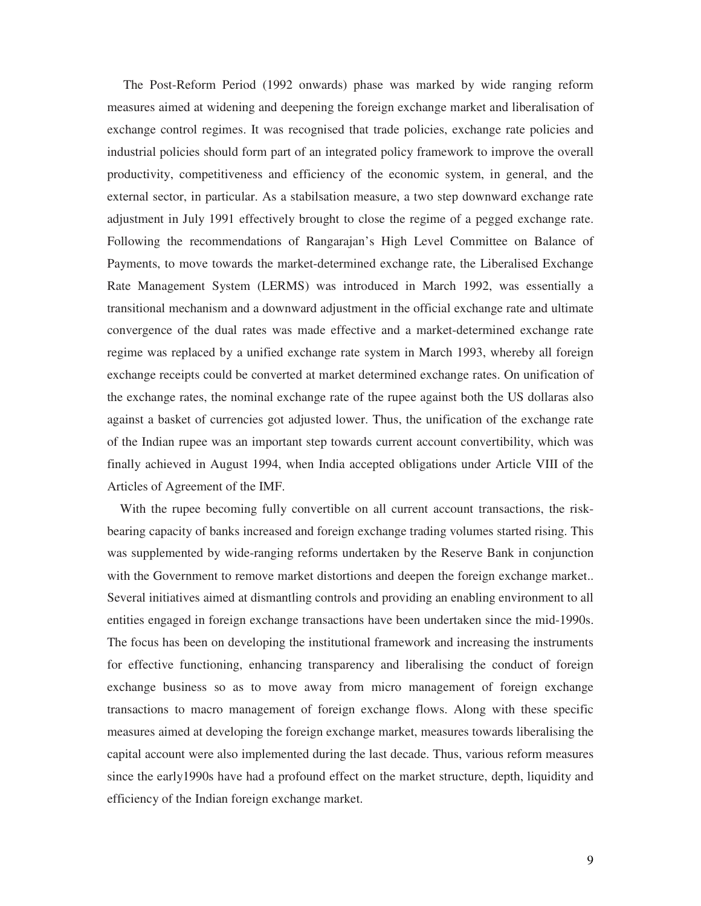The Post-Reform Period (1992 onwards) phase was marked by wide ranging reform measures aimed at widening and deepening the foreign exchange market and liberalisation of exchange control regimes. It was recognised that trade policies, exchange rate policies and industrial policies should form part of an integrated policy framework to improve the overall productivity, competitiveness and efficiency of the economic system, in general, and the external sector, in particular. As a stabilsation measure, a two step downward exchange rate adjustment in July 1991 effectively brought to close the regime of a pegged exchange rate. Following the recommendations of Rangarajan's High Level Committee on Balance of Payments, to move towards the market-determined exchange rate, the Liberalised Exchange Rate Management System (LERMS) was introduced in March 1992, was essentially a transitional mechanism and a downward adjustment in the official exchange rate and ultimate convergence of the dual rates was made effective and a market-determined exchange rate regime was replaced by a unified exchange rate system in March 1993, whereby all foreign exchange receipts could be converted at market determined exchange rates. On unification of the exchange rates, the nominal exchange rate of the rupee against both the US dollaras also against a basket of currencies got adjusted lower. Thus, the unification of the exchange rate of the Indian rupee was an important step towards current account convertibility, which was finally achieved in August 1994, when India accepted obligations under Article VIII of the Articles of Agreement of the IMF.

With the rupee becoming fully convertible on all current account transactions, the risk-bearing capacity of banks increased and foreign exchange trading volumes started rising. This was supplemented by wide-ranging reforms undertaken by the Reserve Bank in conjunction with the Government to remove market distortions and deepen the foreign exchange market.. Several initiatives aimed at dismantling controls and providing an enabling environment to all entities engaged in foreign exchange transactions have been undertaken since the mid-1990s. The focus has been on developing the institutional framework and increasing the instruments for effective functioning, enhancing transparency and liberalising the conduct of foreign exchange business so as to move away from micro management of foreign exchange transactions to macro management of foreign exchange flows. Along with these specific measures aimed at developing the foreign exchange market, measures towards liberalising the capital account were also implemented during the last decade. Thus, various reform measures since the early1990s have had a profound effect on the market structure, depth, liquidity and efficiency of the Indian foreign exchange market.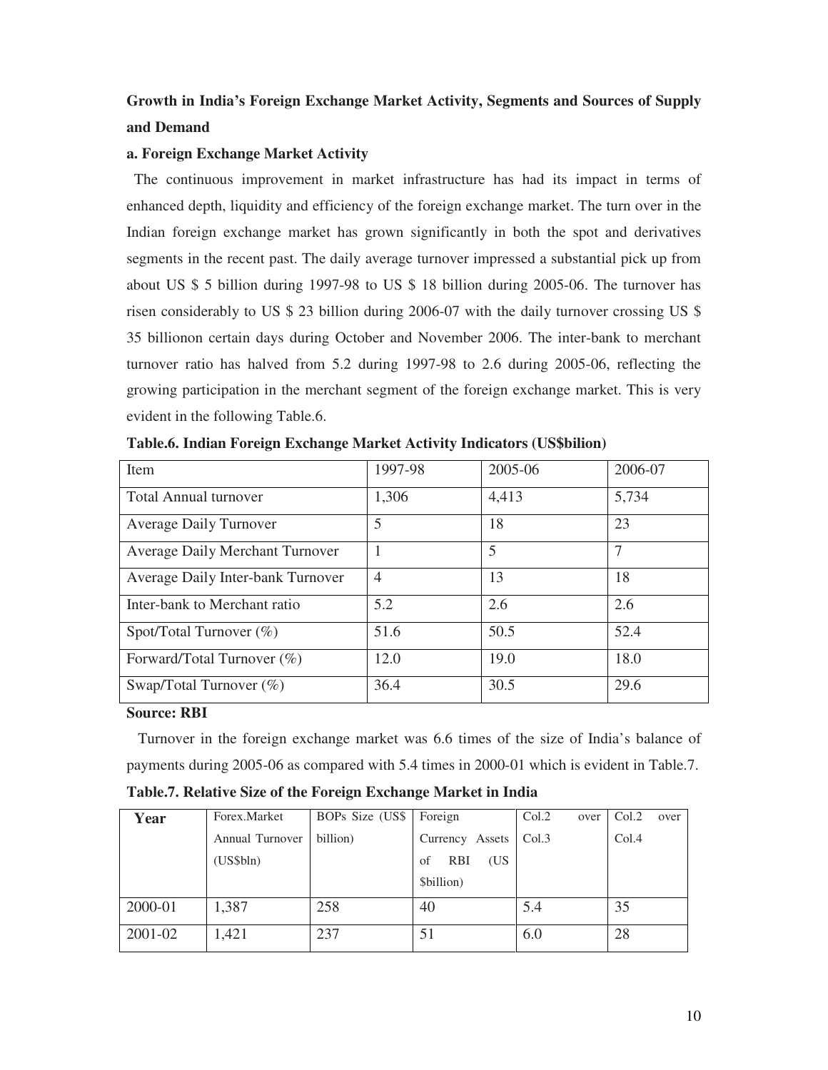**Growth in India's Foreign Exchange Market Activity, Segments and Sources of Supply and Demand**

**a. Foreign Exchange Market Activity**

The continuous improvement in market infrastructure has had its impact in terms of enhanced depth, liquidity and efficiency of the foreign exchange market. The turn over in the Indian foreign exchange market has grown significantly in both the spot and derivatives segments in the recent past. The daily average turnover impressed a substantial pick up from about US $ 5 billion during 1997-98 to US $ 18 billion during 2005-06. The turnover has risen considerably to US $ 23 billion during 2006-07 with the daily turnover crossing US $ 35 billionon certain days during October and November 2006. The inter-bank to merchant turnover ratio has halved from 5.2 during 1997-98 to 2.6 during 2005-06, reflecting the growing participation in the merchant segment of the foreign exchange market. This is very evident in the following Table.6.

**Table.6. Indian Foreign Exchange Market Activity Indicators (US$bilion)**

| Item | 1997-98 | 2005-06 | 2006-07 |
|---|---|---|---|
| Total Annual turnover | 1,306 | 4,413 | 5,734 |
| Average Daily Turnover | 5 | 18 | 23 |
| Average Daily Merchant Turnover | 1 | 5 | 7 |
| Average Daily Inter-bank Turnover | 4 | 13 | 18 |
| Inter-bank to Merchant ratio | 5.2 | 2.6 | 2.6 |
| Spot/Total Turnover (%) | 51.6 | 50.5 | 52.4 |
| Forward/Total Turnover (%) | 12.0 | 19.0 | 18.0 |
| Swap/Total Turnover (%) | 36.4 | 30.5 | 29.6 |

**Source: RBI**

Turnover in the foreign exchange market was 6.6 times of the size of India's balance of payments during 2005-06 as compared with 5.4 times in 2000-01 which is evident in Table.7.

**Table.7. Relative Size of the Foreign Exchange Market in India**

| Year | Forex.Market Annual Turnover (US$bln) | BOPs Size (US$ billion) | Foreign Currency Assets of RBI (US $billion) | Col.2 over Col.3 | Col.2 over Col.4 |
|---|---|---|---|---|---|
| 2000-01 | 1,387 | 258 | 40 | 5.4 | 35 |
| 2001-02 | 1,421 | 237 | 51 | 6.0 | 28 |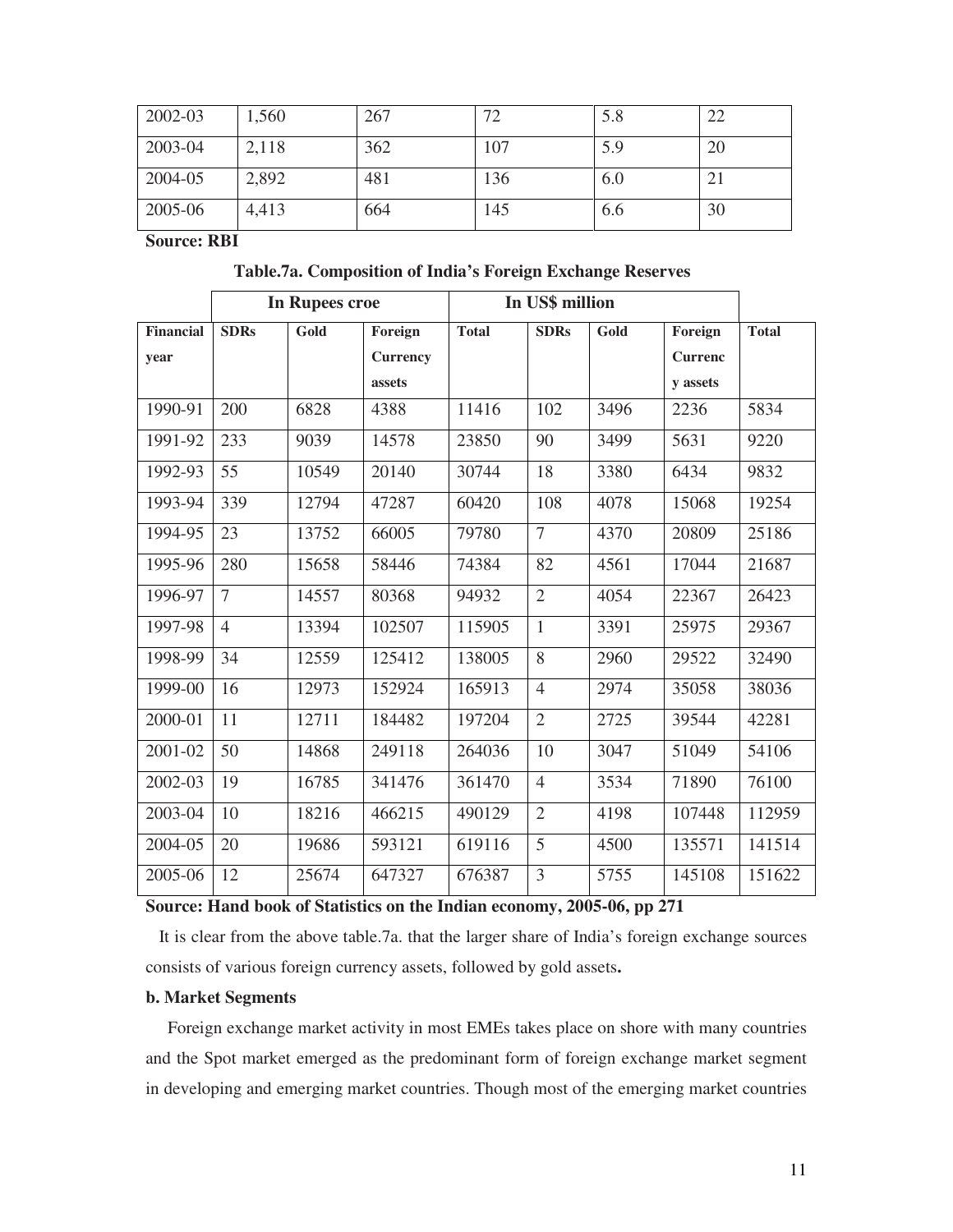| 2002-03 | 1,560 | 267 | 72 | 5.8 | 22 |
|---|---|---|---|---|---|
| 2003-04 | 2,118 | 362 | 107 | 5.9 | 20 |
| 2004-05 | 2,892 | 481 | 136 | 6.0 | 21 |
| 2005-06 | 4,413 | 664 | 145 | 6.6 | 30 |

**Source: RBI**

**Table.7a. Composition of India's Foreign Exchange Reserves**

| | In Rupees croe | | | | In US$ million | | | |
|---|---|---|---|---|---|---|---|---|
| **Financial year** | **SDRs** | **Gold** | **Foreign Currency assets** | **Total** | **SDRs** | **Gold** | **Foreign Currency assets** | **Total** |
| 1990-91 | 200 | 6828 | 4388 | 11416 | 102 | 3496 | 2236 | 5834 |
| 1991-92 | 233 | 9039 | 14578 | 23850 | 90 | 3499 | 5631 | 9220 |
| 1992-93 | 55 | 10549 | 20140 | 30744 | 18 | 3380 | 6434 | 9832 |
| 1993-94 | 339 | 12794 | 47287 | 60420 | 108 | 4078 | 15068 | 19254 |
| 1994-95 | 23 | 13752 | 66005 | 79780 | 7 | 4370 | 20809 | 25186 |
| 1995-96 | 280 | 15658 | 58446 | 74384 | 82 | 4561 | 17044 | 21687 |
| 1996-97 | 7 | 14557 | 80368 | 94932 | 2 | 4054 | 22367 | 26423 |
| 1997-98 | 4 | 13394 | 102507 | 115905 | 1 | 3391 | 25975 | 29367 |
| 1998-99 | 34 | 12559 | 125412 | 138005 | 8 | 2960 | 29522 | 32490 |
| 1999-00 | 16 | 12973 | 152924 | 165913 | 4 | 2974 | 35058 | 38036 |
| 2000-01 | 11 | 12711 | 184482 | 197204 | 2 | 2725 | 39544 | 42281 |
| 2001-02 | 50 | 14868 | 249118 | 264036 | 10 | 3047 | 51049 | 54106 |
| 2002-03 | 19 | 16785 | 341476 | 361470 | 4 | 3534 | 71890 | 76100 |
| 2003-04 | 10 | 18216 | 466215 | 490129 | 2 | 4198 | 107448 | 112959 |
| 2004-05 | 20 | 19686 | 593121 | 619116 | 5 | 4500 | 135571 | 141514 |
| 2005-06 | 12 | 25674 | 647327 | 676387 | 3 | 5755 | 145108 | 151622 |

**Source: Hand book of Statistics on the Indian economy, 2005-06, pp 271**

It is clear from the above table.7a. that the larger share of India's foreign exchange sources consists of various foreign currency assets, followed by gold assets**.**

**b. Market Segments**

Foreign exchange market activity in most EMEs takes place on shore with many countries and the Spot market emerged as the predominant form of foreign exchange market segment in developing and emerging market countries. Though most of the emerging market countries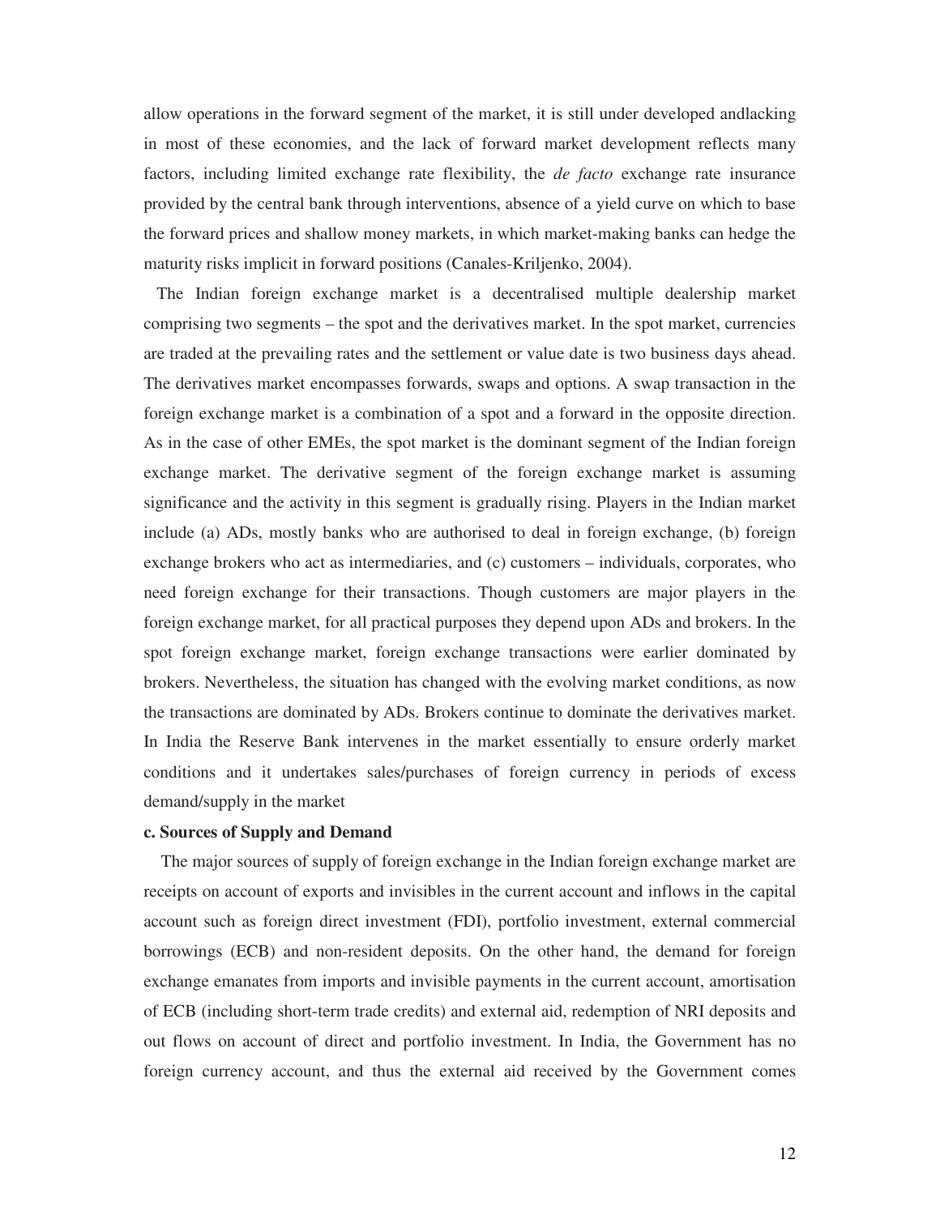allow operations in the forward segment of the market, it is still under developed andlacking in most of these economies, and the lack of forward market development reflects many factors, including limited exchange rate flexibility, the *de facto* exchange rate insurance provided by the central bank through interventions, absence of a yield curve on which to base the forward prices and shallow money markets, in which market-making banks can hedge the maturity risks implicit in forward positions (Canales-Kriljenko, 2004).

The Indian foreign exchange market is a decentralised multiple dealership market comprising two segments – the spot and the derivatives market. In the spot market, currencies are traded at the prevailing rates and the settlement or value date is two business days ahead. The derivatives market encompasses forwards, swaps and options. A swap transaction in the foreign exchange market is a combination of a spot and a forward in the opposite direction. As in the case of other EMEs, the spot market is the dominant segment of the Indian foreign exchange market. The derivative segment of the foreign exchange market is assuming significance and the activity in this segment is gradually rising. Players in the Indian market include (a) ADs, mostly banks who are authorised to deal in foreign exchange, (b) foreign exchange brokers who act as intermediaries, and (c) customers – individuals, corporates, who need foreign exchange for their transactions. Though customers are major players in the foreign exchange market, for all practical purposes they depend upon ADs and brokers. In the spot foreign exchange market, foreign exchange transactions were earlier dominated by brokers. Nevertheless, the situation has changed with the evolving market conditions, as now the transactions are dominated by ADs. Brokers continue to dominate the derivatives market. In India the Reserve Bank intervenes in the market essentially to ensure orderly market conditions and it undertakes sales/purchases of foreign currency in periods of excess demand/supply in the market

**c. Sources of Supply and Demand**

The major sources of supply of foreign exchange in the Indian foreign exchange market are receipts on account of exports and invisibles in the current account and inflows in the capital account such as foreign direct investment (FDI), portfolio investment, external commercial borrowings (ECB) and non-resident deposits. On the other hand, the demand for foreign exchange emanates from imports and invisible payments in the current account, amortisation of ECB (including short-term trade credits) and external aid, redemption of NRI deposits and out flows on account of direct and portfolio investment. In India, the Government has no foreign currency account, and thus the external aid received by the Government comes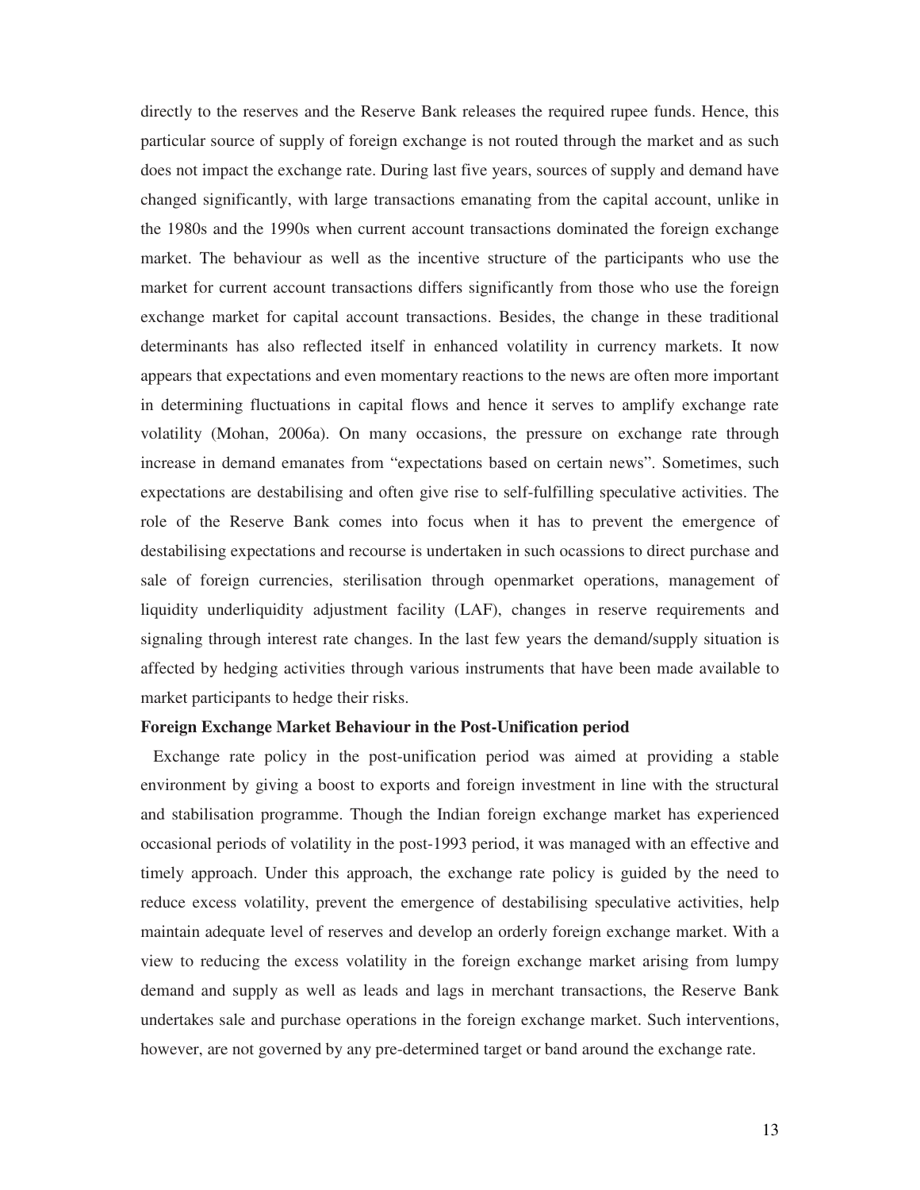directly to the reserves and the Reserve Bank releases the required rupee funds. Hence, this particular source of supply of foreign exchange is not routed through the market and as such does not impact the exchange rate. During last five years, sources of supply and demand have changed significantly, with large transactions emanating from the capital account, unlike in the 1980s and the 1990s when current account transactions dominated the foreign exchange market. The behaviour as well as the incentive structure of the participants who use the market for current account transactions differs significantly from those who use the foreign exchange market for capital account transactions. Besides, the change in these traditional determinants has also reflected itself in enhanced volatility in currency markets. It now appears that expectations and even momentary reactions to the news are often more important in determining fluctuations in capital flows and hence it serves to amplify exchange rate volatility (Mohan, 2006a). On many occasions, the pressure on exchange rate through increase in demand emanates from "expectations based on certain news". Sometimes, such expectations are destabilising and often give rise to self-fulfilling speculative activities. The role of the Reserve Bank comes into focus when it has to prevent the emergence of destabilising expectations and recourse is undertaken in such ocassions to direct purchase and sale of foreign currencies, sterilisation through openmarket operations, management of liquidity underliquidity adjustment facility (LAF), changes in reserve requirements and signaling through interest rate changes. In the last few years the demand/supply situation is affected by hedging activities through various instruments that have been made available to market participants to hedge their risks.

**Foreign Exchange Market Behaviour in the Post-Unification period**

Exchange rate policy in the post-unification period was aimed at providing a stable environment by giving a boost to exports and foreign investment in line with the structural and stabilisation programme. Though the Indian foreign exchange market has experienced occasional periods of volatility in the post-1993 period, it was managed with an effective and timely approach. Under this approach, the exchange rate policy is guided by the need to reduce excess volatility, prevent the emergence of destabilising speculative activities, help maintain adequate level of reserves and develop an orderly foreign exchange market. With a view to reducing the excess volatility in the foreign exchange market arising from lumpy demand and supply as well as leads and lags in merchant transactions, the Reserve Bank undertakes sale and purchase operations in the foreign exchange market. Such interventions, however, are not governed by any pre-determined target or band around the exchange rate.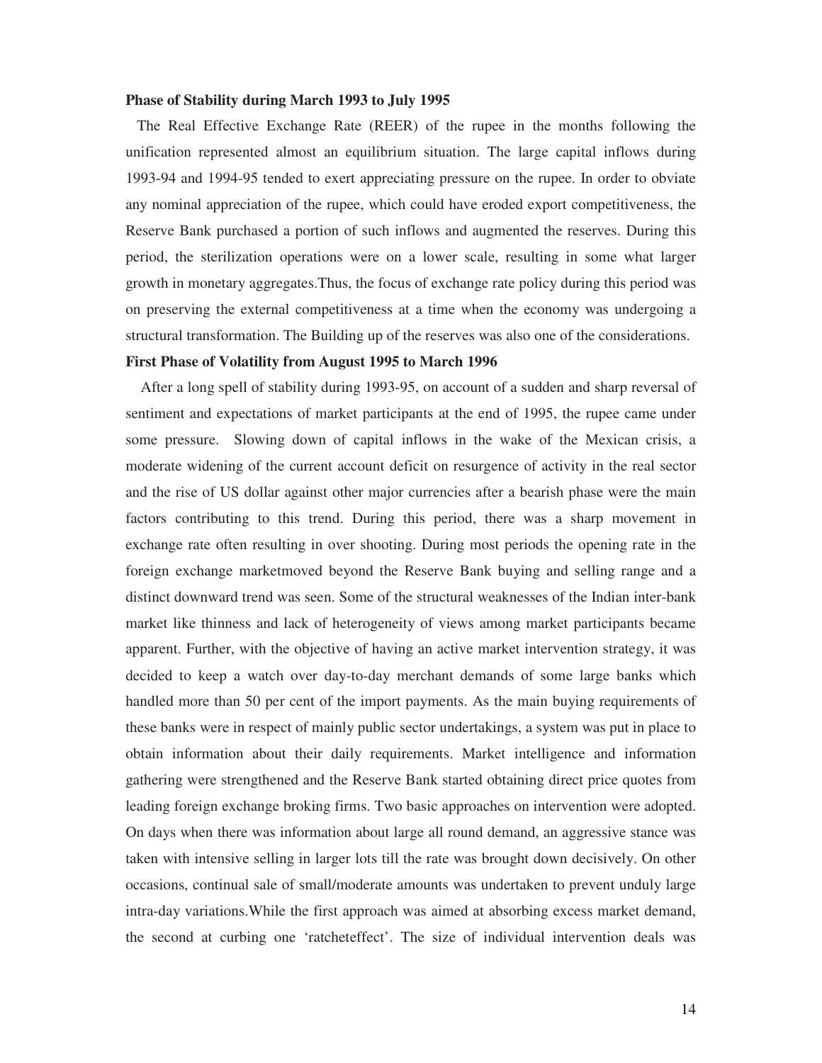**Phase of Stability during March 1993 to July 1995**

The Real Effective Exchange Rate (REER) of the rupee in the months following the unification represented almost an equilibrium situation. The large capital inflows during 1993-94 and 1994-95 tended to exert appreciating pressure on the rupee. In order to obviate any nominal appreciation of the rupee, which could have eroded export competitiveness, the Reserve Bank purchased a portion of such inflows and augmented the reserves. During this period, the sterilization operations were on a lower scale, resulting in some what larger growth in monetary aggregates.Thus, the focus of exchange rate policy during this period was on preserving the external competitiveness at a time when the economy was undergoing a structural transformation. The Building up of the reserves was also one of the considerations.

**First Phase of Volatility from August 1995 to March 1996**

After a long spell of stability during 1993-95, on account of a sudden and sharp reversal of sentiment and expectations of market participants at the end of 1995, the rupee came under some pressure. Slowing down of capital inflows in the wake of the Mexican crisis, a moderate widening of the current account deficit on resurgence of activity in the real sector and the rise of US dollar against other major currencies after a bearish phase were the main factors contributing to this trend. During this period, there was a sharp movement in exchange rate often resulting in over shooting. During most periods the opening rate in the foreign exchange marketmoved beyond the Reserve Bank buying and selling range and a distinct downward trend was seen. Some of the structural weaknesses of the Indian inter-bank market like thinness and lack of heterogeneity of views among market participants became apparent. Further, with the objective of having an active market intervention strategy, it was decided to keep a watch over day-to-day merchant demands of some large banks which handled more than 50 per cent of the import payments. As the main buying requirements of these banks were in respect of mainly public sector undertakings, a system was put in place to obtain information about their daily requirements. Market intelligence and information gathering were strengthened and the Reserve Bank started obtaining direct price quotes from leading foreign exchange broking firms. Two basic approaches on intervention were adopted. On days when there was information about large all round demand, an aggressive stance was taken with intensive selling in larger lots till the rate was brought down decisively. On other occasions, continual sale of small/moderate amounts was undertaken to prevent unduly large intra-day variations.While the first approach was aimed at absorbing excess market demand, the second at curbing one 'ratcheteffect'. The size of individual intervention deals was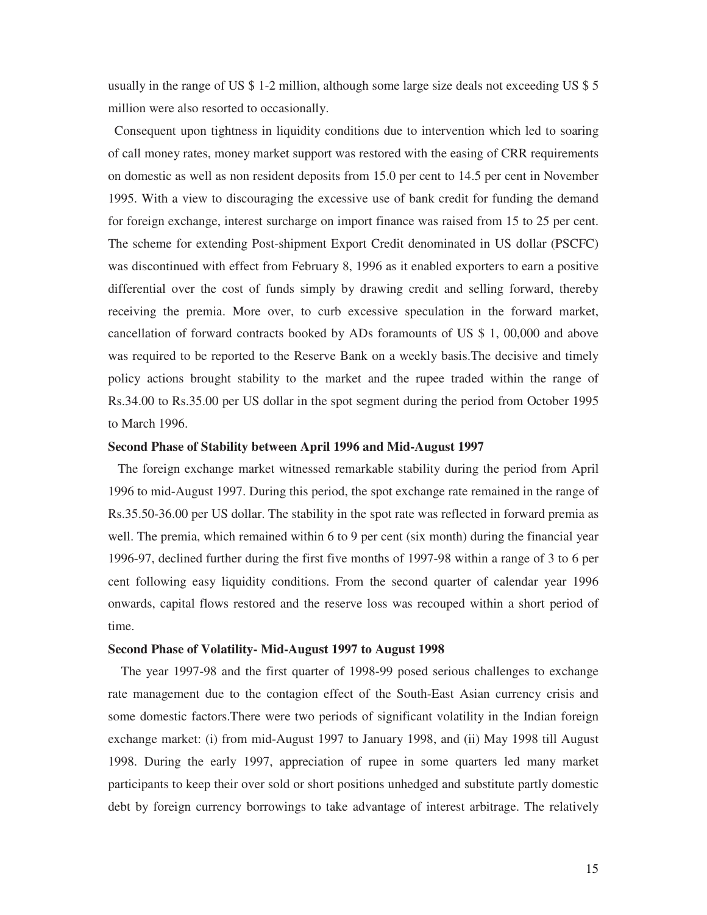usually in the range of US $ 1-2 million, although some large size deals not exceeding US $ 5 million were also resorted to occasionally.

Consequent upon tightness in liquidity conditions due to intervention which led to soaring of call money rates, money market support was restored with the easing of CRR requirements on domestic as well as non resident deposits from 15.0 per cent to 14.5 per cent in November 1995. With a view to discouraging the excessive use of bank credit for funding the demand for foreign exchange, interest surcharge on import finance was raised from 15 to 25 per cent. The scheme for extending Post-shipment Export Credit denominated in US dollar (PSCFC) was discontinued with effect from February 8, 1996 as it enabled exporters to earn a positive differential over the cost of funds simply by drawing credit and selling forward, thereby receiving the premia. More over, to curb excessive speculation in the forward market, cancellation of forward contracts booked by ADs foramounts of US $ 1, 00,000 and above was required to be reported to the Reserve Bank on a weekly basis.The decisive and timely policy actions brought stability to the market and the rupee traded within the range of Rs.34.00 to Rs.35.00 per US dollar in the spot segment during the period from October 1995 to March 1996.

**Second Phase of Stability between April 1996 and Mid-August 1997**

The foreign exchange market witnessed remarkable stability during the period from April 1996 to mid-August 1997. During this period, the spot exchange rate remained in the range of Rs.35.50-36.00 per US dollar. The stability in the spot rate was reflected in forward premia as well. The premia, which remained within 6 to 9 per cent (six month) during the financial year 1996-97, declined further during the first five months of 1997-98 within a range of 3 to 6 per cent following easy liquidity conditions. From the second quarter of calendar year 1996 onwards, capital flows restored and the reserve loss was recouped within a short period of time.

**Second Phase of Volatility- Mid-August 1997 to August 1998**

The year 1997-98 and the first quarter of 1998-99 posed serious challenges to exchange rate management due to the contagion effect of the South-East Asian currency crisis and some domestic factors.There were two periods of significant volatility in the Indian foreign exchange market: (i) from mid-August 1997 to January 1998, and (ii) May 1998 till August 1998. During the early 1997, appreciation of rupee in some quarters led many market participants to keep their over sold or short positions unhedged and substitute partly domestic debt by foreign currency borrowings to take advantage of interest arbitrage. The relatively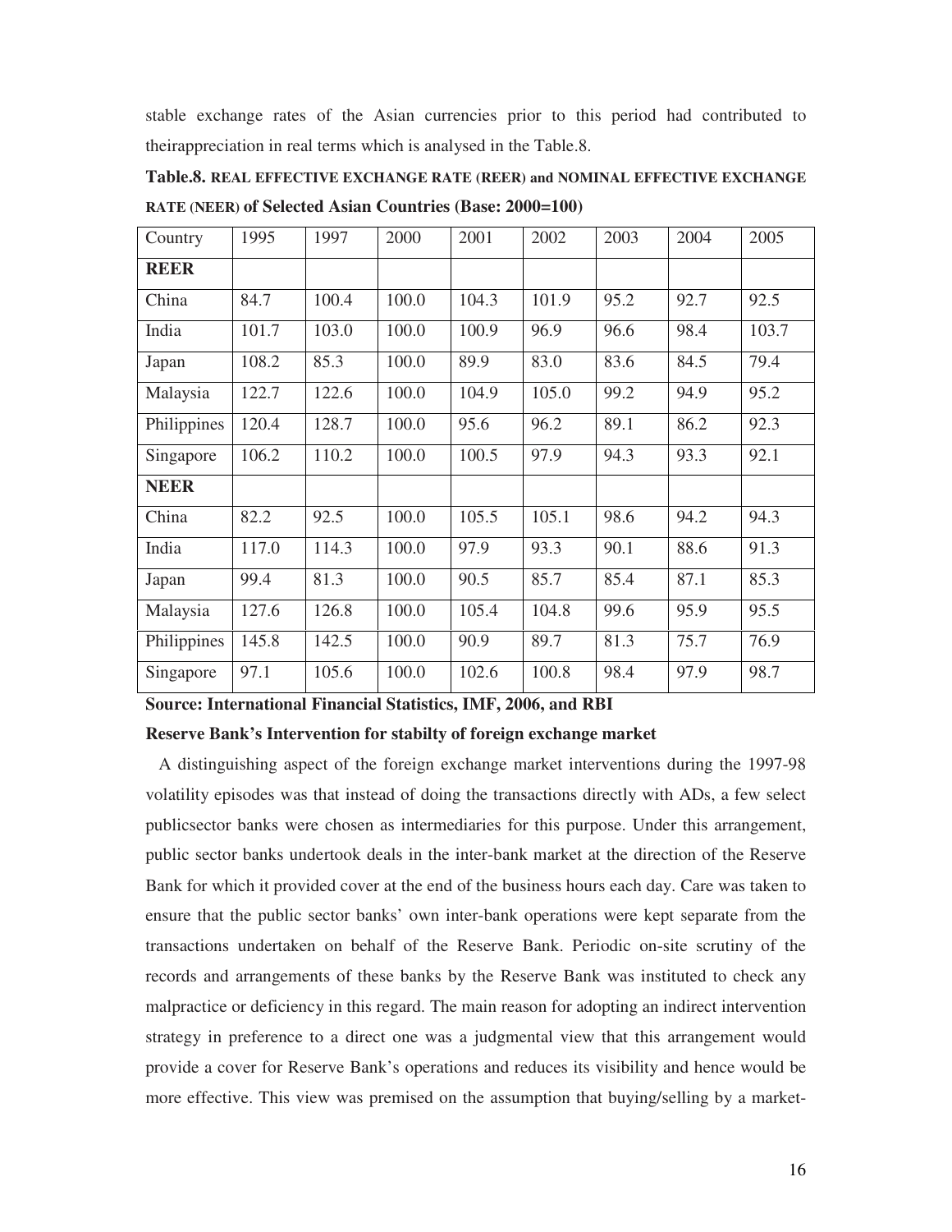stable exchange rates of the Asian currencies prior to this period had contributed to theirappreciation in real terms which is analysed in the Table.8.

**Table.8. REAL EFFECTIVE EXCHANGE RATE (REER) and NOMINAL EFFECTIVE EXCHANGE RATE (NEER) of Selected Asian Countries (Base: 2000=100)**

| Country | 1995 | 1997 | 2000 | 2001 | 2002 | 2003 | 2004 | 2005 |
|---|---|---|---|---|---|---|---|---|
| **REER** | | | | | | | | |
| China | 84.7 | 100.4 | 100.0 | 104.3 | 101.9 | 95.2 | 92.7 | 92.5 |
| India | 101.7 | 103.0 | 100.0 | 100.9 | 96.9 | 96.6 | 98.4 | 103.7 |
| Japan | 108.2 | 85.3 | 100.0 | 89.9 | 83.0 | 83.6 | 84.5 | 79.4 |
| Malaysia | 122.7 | 122.6 | 100.0 | 104.9 | 105.0 | 99.2 | 94.9 | 95.2 |
| Philippines | 120.4 | 128.7 | 100.0 | 95.6 | 96.2 | 89.1 | 86.2 | 92.3 |
| Singapore | 106.2 | 110.2 | 100.0 | 100.5 | 97.9 | 94.3 | 93.3 | 92.1 |
| **NEER** | | | | | | | | |
| China | 82.2 | 92.5 | 100.0 | 105.5 | 105.1 | 98.6 | 94.2 | 94.3 |
| India | 117.0 | 114.3 | 100.0 | 97.9 | 93.3 | 90.1 | 88.6 | 91.3 |
| Japan | 99.4 | 81.3 | 100.0 | 90.5 | 85.7 | 85.4 | 87.1 | 85.3 |
| Malaysia | 127.6 | 126.8 | 100.0 | 105.4 | 104.8 | 99.6 | 95.9 | 95.5 |
| Philippines | 145.8 | 142.5 | 100.0 | 90.9 | 89.7 | 81.3 | 75.7 | 76.9 |
| Singapore | 97.1 | 105.6 | 100.0 | 102.6 | 100.8 | 98.4 | 97.9 | 98.7 |

**Source: International Financial Statistics, IMF, 2006, and RBI**

**Reserve Bank's Intervention for stabilty of foreign exchange market**

A distinguishing aspect of the foreign exchange market interventions during the 1997-98 volatility episodes was that instead of doing the transactions directly with ADs, a few select publicsector banks were chosen as intermediaries for this purpose. Under this arrangement, public sector banks undertook deals in the inter-bank market at the direction of the Reserve Bank for which it provided cover at the end of the business hours each day. Care was taken to ensure that the public sector banks' own inter-bank operations were kept separate from the transactions undertaken on behalf of the Reserve Bank. Periodic on-site scrutiny of the records and arrangements of these banks by the Reserve Bank was instituted to check any malpractice or deficiency in this regard. The main reason for adopting an indirect intervention strategy in preference to a direct one was a judgmental view that this arrangement would provide a cover for Reserve Bank's operations and reduces its visibility and hence would be more effective. This view was premised on the assumption that buying/selling by a market-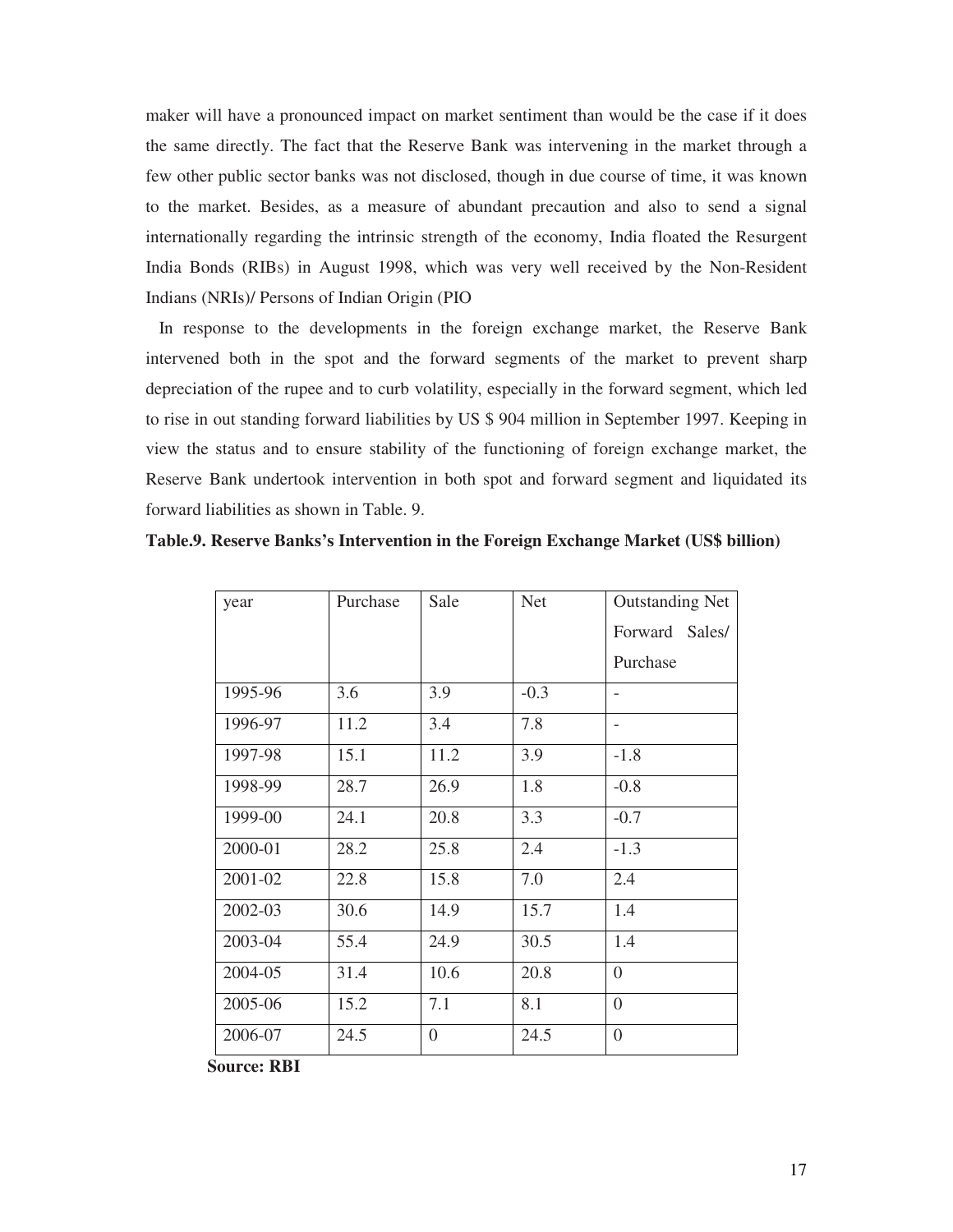maker will have a pronounced impact on market sentiment than would be the case if it does the same directly. The fact that the Reserve Bank was intervening in the market through a few other public sector banks was not disclosed, though in due course of time, it was known to the market. Besides, as a measure of abundant precaution and also to send a signal internationally regarding the intrinsic strength of the economy, India floated the Resurgent India Bonds (RIBs) in August 1998, which was very well received by the Non-Resident Indians (NRIs)/ Persons of Indian Origin (PIO

In response to the developments in the foreign exchange market, the Reserve Bank intervened both in the spot and the forward segments of the market to prevent sharp depreciation of the rupee and to curb volatility, especially in the forward segment, which led to rise in out standing forward liabilities by US $ 904 million in September 1997. Keeping in view the status and to ensure stability of the functioning of foreign exchange market, the Reserve Bank undertook intervention in both spot and forward segment and liquidated its forward liabilities as shown in Table. 9.

**Table.9. Reserve Banks's Intervention in the Foreign Exchange Market (US$ billion)**

| year | Purchase | Sale | Net | Outstanding Net Forward Sales/ Purchase |
|---|---|---|---|---|
| 1995-96 | 3.6 | 3.9 | -0.3 | - |
| 1996-97 | 11.2 | 3.4 | 7.8 | - |
| 1997-98 | 15.1 | 11.2 | 3.9 | -1.8 |
| 1998-99 | 28.7 | 26.9 | 1.8 | -0.8 |
| 1999-00 | 24.1 | 20.8 | 3.3 | -0.7 |
| 2000-01 | 28.2 | 25.8 | 2.4 | -1.3 |
| 2001-02 | 22.8 | 15.8 | 7.0 | 2.4 |
| 2002-03 | 30.6 | 14.9 | 15.7 | 1.4 |
| 2003-04 | 55.4 | 24.9 | 30.5 | 1.4 |
| 2004-05 | 31.4 | 10.6 | 20.8 | 0 |
| 2005-06 | 15.2 | 7.1 | 8.1 | 0 |
| 2006-07 | 24.5 | 0 | 24.5 | 0 |

**Source: RBI**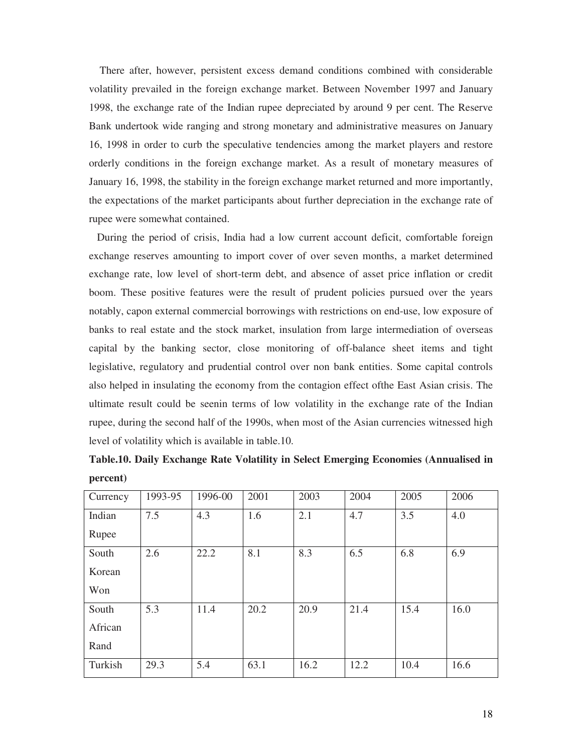There after, however, persistent excess demand conditions combined with considerable volatility prevailed in the foreign exchange market. Between November 1997 and January 1998, the exchange rate of the Indian rupee depreciated by around 9 per cent. The Reserve Bank undertook wide ranging and strong monetary and administrative measures on January 16, 1998 in order to curb the speculative tendencies among the market players and restore orderly conditions in the foreign exchange market. As a result of monetary measures of January 16, 1998, the stability in the foreign exchange market returned and more importantly, the expectations of the market participants about further depreciation in the exchange rate of rupee were somewhat contained.

During the period of crisis, India had a low current account deficit, comfortable foreign exchange reserves amounting to import cover of over seven months, a market determined exchange rate, low level of short-term debt, and absence of asset price inflation or credit boom. These positive features were the result of prudent policies pursued over the years notably, capon external commercial borrowings with restrictions on end-use, low exposure of banks to real estate and the stock market, insulation from large intermediation of overseas capital by the banking sector, close monitoring of off-balance sheet items and tight legislative, regulatory and prudential control over non bank entities. Some capital controls also helped in insulating the economy from the contagion effect ofthe East Asian crisis. The ultimate result could be seenin terms of low volatility in the exchange rate of the Indian rupee, during the second half of the 1990s, when most of the Asian currencies witnessed high level of volatility which is available in table.10.

**Table.10. Daily Exchange Rate Volatility in Select Emerging Economies (Annualised in percent)**

| Currency | 1993-95 | 1996-00 | 2001 | 2003 | 2004 | 2005 | 2006 |
|---|---|---|---|---|---|---|---|
| Indian Rupee | 7.5 | 4.3 | 1.6 | 2.1 | 4.7 | 3.5 | 4.0 |
| South Korean Won | 2.6 | 22.2 | 8.1 | 8.3 | 6.5 | 6.8 | 6.9 |
| South African Rand | 5.3 | 11.4 | 20.2 | 20.9 | 21.4 | 15.4 | 16.0 |
| Turkish | 29.3 | 5.4 | 63.1 | 16.2 | 12.2 | 10.4 | 16.6 |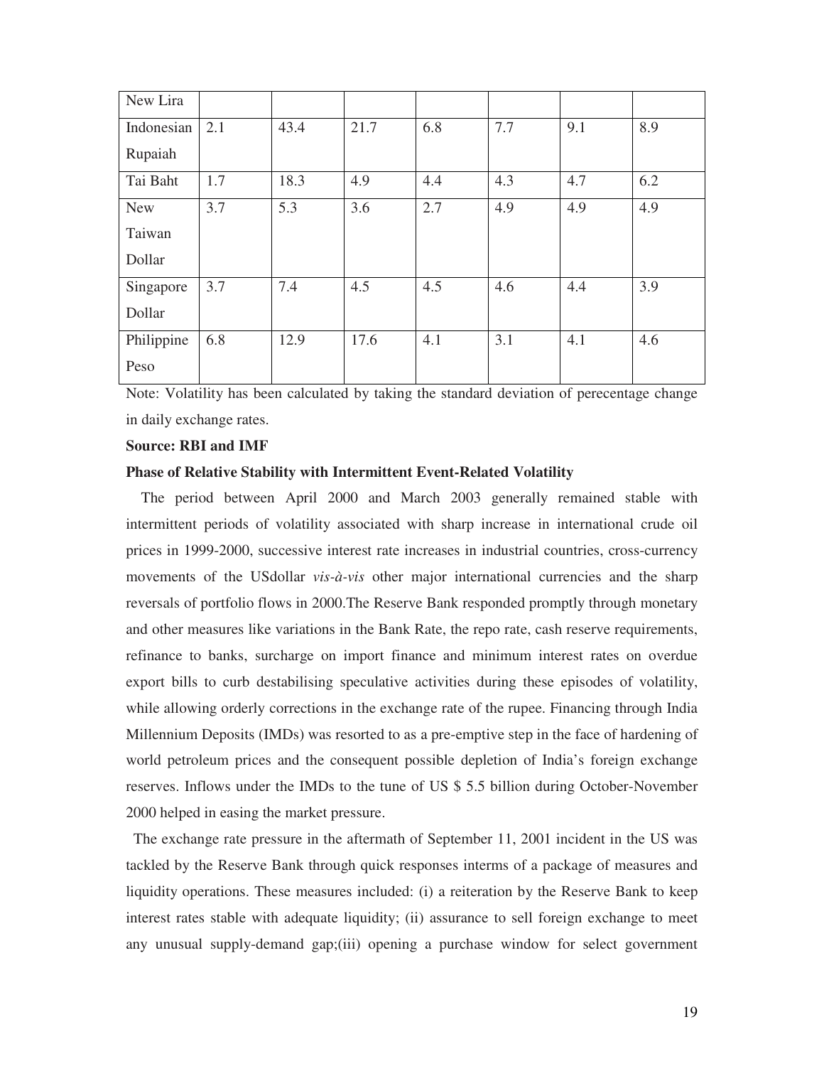| New Lira | | | | | | | |
|---|---|---|---|---|---|---|---|
| Indonesian Rupaiah | 2.1 | 43.4 | 21.7 | 6.8 | 7.7 | 9.1 | 8.9 |
| Tai Baht | 1.7 | 18.3 | 4.9 | 4.4 | 4.3 | 4.7 | 6.2 |
| New Taiwan Dollar | 3.7 | 5.3 | 3.6 | 2.7 | 4.9 | 4.9 | 4.9 |
| Singapore Dollar | 3.7 | 7.4 | 4.5 | 4.5 | 4.6 | 4.4 | 3.9 |
| Philippine Peso | 6.8 | 12.9 | 17.6 | 4.1 | 3.1 | 4.1 | 4.6 |

Note: Volatility has been calculated by taking the standard deviation of perecentage change in daily exchange rates.

**Source: RBI and IMF**

**Phase of Relative Stability with Intermittent Event-Related Volatility**

The period between April 2000 and March 2003 generally remained stable with intermittent periods of volatility associated with sharp increase in international crude oil prices in 1999-2000, successive interest rate increases in industrial countries, cross-currency movements of the USdollar *vis-à-vis* other major international currencies and the sharp reversals of portfolio flows in 2000.The Reserve Bank responded promptly through monetary and other measures like variations in the Bank Rate, the repo rate, cash reserve requirements, refinance to banks, surcharge on import finance and minimum interest rates on overdue export bills to curb destabilising speculative activities during these episodes of volatility, while allowing orderly corrections in the exchange rate of the rupee. Financing through India Millennium Deposits (IMDs) was resorted to as a pre-emptive step in the face of hardening of world petroleum prices and the consequent possible depletion of India's foreign exchange reserves. Inflows under the IMDs to the tune of US $ 5.5 billion during October-November 2000 helped in easing the market pressure.

The exchange rate pressure in the aftermath of September 11, 2001 incident in the US was tackled by the Reserve Bank through quick responses interms of a package of measures and liquidity operations. These measures included: (i) a reiteration by the Reserve Bank to keep interest rates stable with adequate liquidity; (ii) assurance to sell foreign exchange to meet any unusual supply-demand gap;(iii) opening a purchase window for select government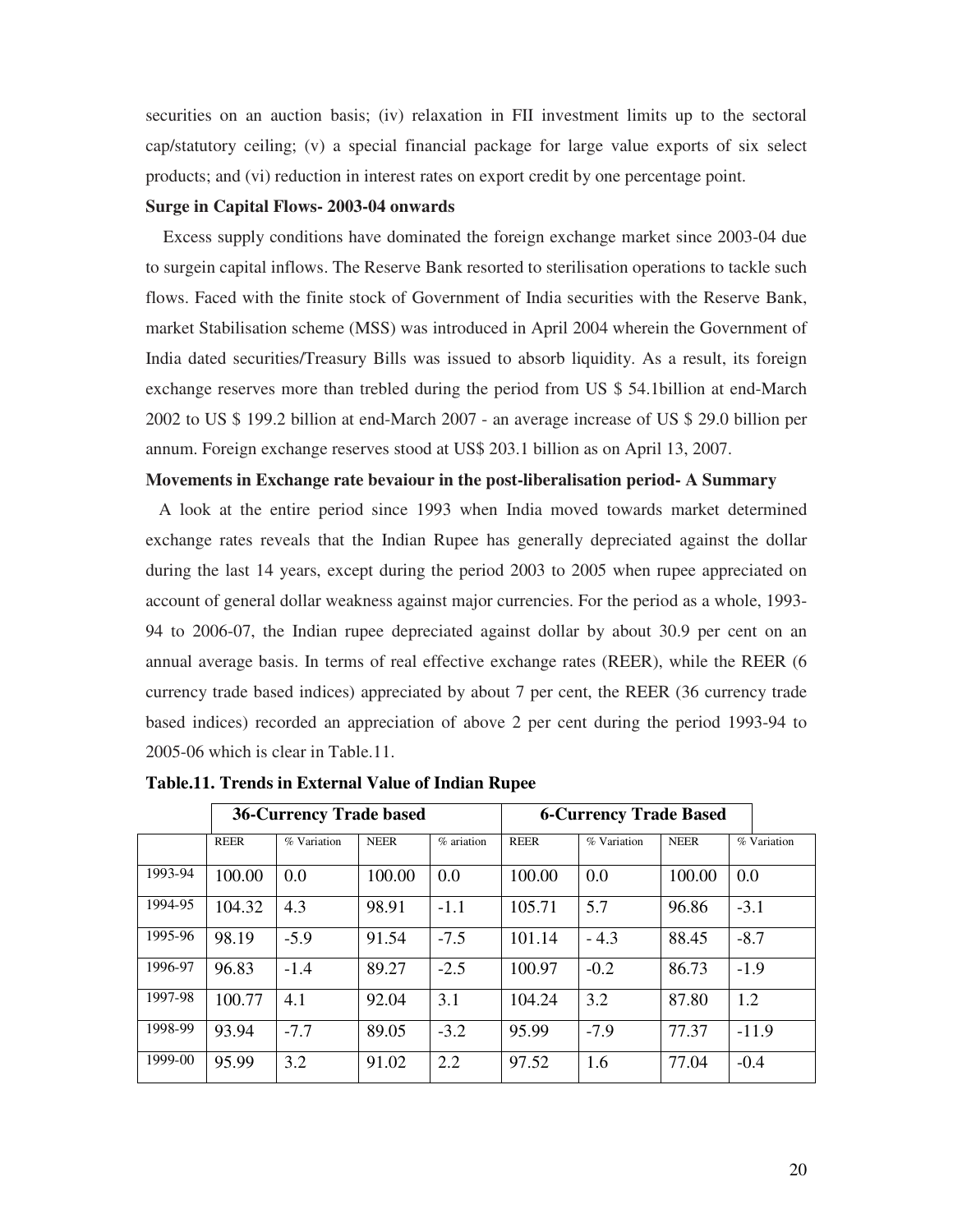securities on an auction basis; (iv) relaxation in FII investment limits up to the sectoral cap/statutory ceiling; (v) a special financial package for large value exports of six select products; and (vi) reduction in interest rates on export credit by one percentage point.

**Surge in Capital Flows- 2003-04 onwards**

Excess supply conditions have dominated the foreign exchange market since 2003-04 due to surgein capital inflows. The Reserve Bank resorted to sterilisation operations to tackle such flows. Faced with the finite stock of Government of India securities with the Reserve Bank, market Stabilisation scheme (MSS) was introduced in April 2004 wherein the Government of India dated securities/Treasury Bills was issued to absorb liquidity. As a result, its foreign exchange reserves more than trebled during the period from US $ 54.1billion at end-March 2002 to US $ 199.2 billion at end-March 2007 - an average increase of US $ 29.0 billion per annum. Foreign exchange reserves stood at US$ 203.1 billion as on April 13, 2007.

**Movements in Exchange rate bevaiour in the post-liberalisation period- A Summary**

A look at the entire period since 1993 when India moved towards market determined exchange rates reveals that the Indian Rupee has generally depreciated against the dollar during the last 14 years, except during the period 2003 to 2005 when rupee appreciated on account of general dollar weakness against major currencies. For the period as a whole, 1993-94 to 2006-07, the Indian rupee depreciated against dollar by about 30.9 per cent on an annual average basis. In terms of real effective exchange rates (REER), while the REER (6 currency trade based indices) appreciated by about 7 per cent, the REER (36 currency trade based indices) recorded an appreciation of above 2 per cent during the period 1993-94 to 2005-06 which is clear in Table.11.

**Table.11. Trends in External Value of Indian Rupee**

| | 36-Currency Trade based | | | | 6-Currency Trade Based | | | |
|---|---|---|---|---|---|---|---|---|
| | REER | % Variation | NEER | % ariation | REER | % Variation | NEER | % Variation |
| 1993-94 | 100.00 | 0.0 | 100.00 | 0.0 | 100.00 | 0.0 | 100.00 | 0.0 |
| 1994-95 | 104.32 | 4.3 | 98.91 | -1.1 | 105.71 | 5.7 | 96.86 | -3.1 |
| 1995-96 | 98.19 | -5.9 | 91.54 | -7.5 | 101.14 | - 4.3 | 88.45 | -8.7 |
| 1996-97 | 96.83 | -1.4 | 89.27 | -2.5 | 100.97 | -0.2 | 86.73 | -1.9 |
| 1997-98 | 100.77 | 4.1 | 92.04 | 3.1 | 104.24 | 3.2 | 87.80 | 1.2 |
| 1998-99 | 93.94 | -7.7 | 89.05 | -3.2 | 95.99 | -7.9 | 77.37 | -11.9 |
| 1999-00 | 95.99 | 3.2 | 91.02 | 2.2 | 97.52 | 1.6 | 77.04 | -0.4 |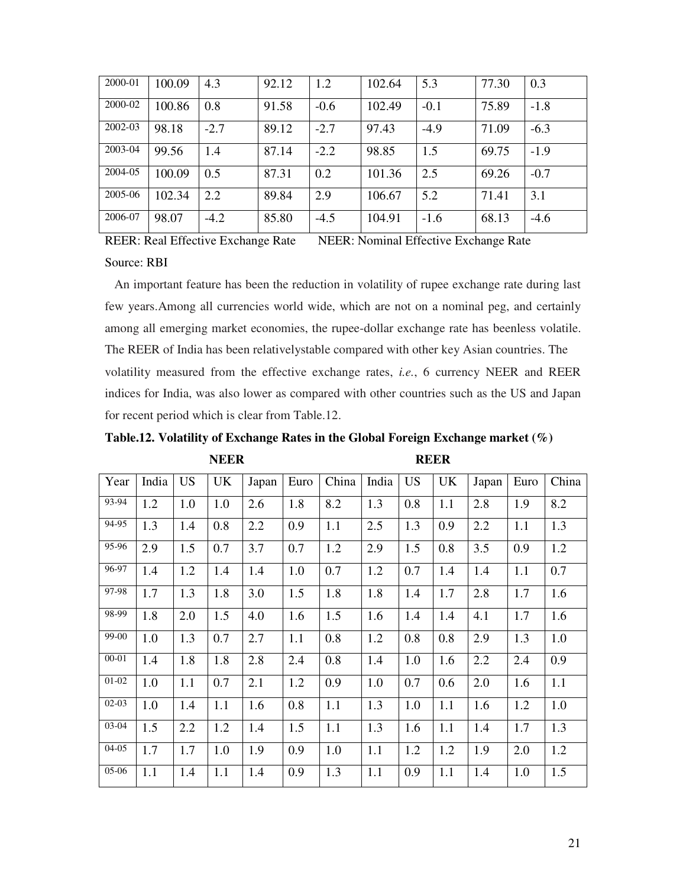| 2000-01 | 100.09 | 4.3 | 92.12 | 1.2 | 102.64 | 5.3 | 77.30 | 0.3 |
|---|---|---|---|---|---|---|---|---|
| 2000-02 | 100.86 | 0.8 | 91.58 | -0.6 | 102.49 | -0.1 | 75.89 | -1.8 |
| 2002-03 | 98.18 | -2.7 | 89.12 | -2.7 | 97.43 | -4.9 | 71.09 | -6.3 |
| 2003-04 | 99.56 | 1.4 | 87.14 | -2.2 | 98.85 | 1.5 | 69.75 | -1.9 |
| 2004-05 | 100.09 | 0.5 | 87.31 | 0.2 | 101.36 | 2.5 | 69.26 | -0.7 |
| 2005-06 | 102.34 | 2.2 | 89.84 | 2.9 | 106.67 | 5.2 | 71.41 | 3.1 |
| 2006-07 | 98.07 | -4.2 | 85.80 | -4.5 | 104.91 | -1.6 | 68.13 | -4.6 |

REER: Real Effective Exchange Rate NEER: Nominal Effective Exchange Rate

Source: RBI

An important feature has been the reduction in volatility of rupee exchange rate during last few years.Among all currencies world wide, which are not on a nominal peg, and certainly among all emerging market economies, the rupee-dollar exchange rate has beenless volatile. The REER of India has been relativelystable compared with other key Asian countries. The volatility measured from the effective exchange rates, *i.e.*, 6 currency NEER and REER indices for India, was also lower as compared with other countries such as the US and Japan for recent period which is clear from Table.12.

**Table.12. Volatility of Exchange Rates in the Global Foreign Exchange market (%)**

| | **NEER** | | | | | | **REER** | | | | | |
|---|---|---|---|---|---|---|---|---|---|---|---|---|
| Year | India | US | UK | Japan | Euro | China | India | US | UK | Japan | Euro | China |
| 93-94 | 1.2 | 1.0 | 1.0 | 2.6 | 1.8 | 8.2 | 1.3 | 0.8 | 1.1 | 2.8 | 1.9 | 8.2 |
| 94-95 | 1.3 | 1.4 | 0.8 | 2.2 | 0.9 | 1.1 | 2.5 | 1.3 | 0.9 | 2.2 | 1.1 | 1.3 |
| 95-96 | 2.9 | 1.5 | 0.7 | 3.7 | 0.7 | 1.2 | 2.9 | 1.5 | 0.8 | 3.5 | 0.9 | 1.2 |
| 96-97 | 1.4 | 1.2 | 1.4 | 1.4 | 1.0 | 0.7 | 1.2 | 0.7 | 1.4 | 1.4 | 1.1 | 0.7 |
| 97-98 | 1.7 | 1.3 | 1.8 | 3.0 | 1.5 | 1.8 | 1.8 | 1.4 | 1.7 | 2.8 | 1.7 | 1.6 |
| 98-99 | 1.8 | 2.0 | 1.5 | 4.0 | 1.6 | 1.5 | 1.6 | 1.4 | 1.4 | 4.1 | 1.7 | 1.6 |
| 99-00 | 1.0 | 1.3 | 0.7 | 2.7 | 1.1 | 0.8 | 1.2 | 0.8 | 0.8 | 2.9 | 1.3 | 1.0 |
| 00-01 | 1.4 | 1.8 | 1.8 | 2.8 | 2.4 | 0.8 | 1.4 | 1.0 | 1.6 | 2.2 | 2.4 | 0.9 |
| 01-02 | 1.0 | 1.1 | 0.7 | 2.1 | 1.2 | 0.9 | 1.0 | 0.7 | 0.6 | 2.0 | 1.6 | 1.1 |
| 02-03 | 1.0 | 1.4 | 1.1 | 1.6 | 0.8 | 1.1 | 1.3 | 1.0 | 1.1 | 1.6 | 1.2 | 1.0 |
| 03-04 | 1.5 | 2.2 | 1.2 | 1.4 | 1.5 | 1.1 | 1.3 | 1.6 | 1.1 | 1.4 | 1.7 | 1.3 |
| 04-05 | 1.7 | 1.7 | 1.0 | 1.9 | 0.9 | 1.0 | 1.1 | 1.2 | 1.2 | 1.9 | 2.0 | 1.2 |
| 05-06 | 1.1 | 1.4 | 1.1 | 1.4 | 0.9 | 1.3 | 1.1 | 0.9 | 1.1 | 1.4 | 1.0 | 1.5 |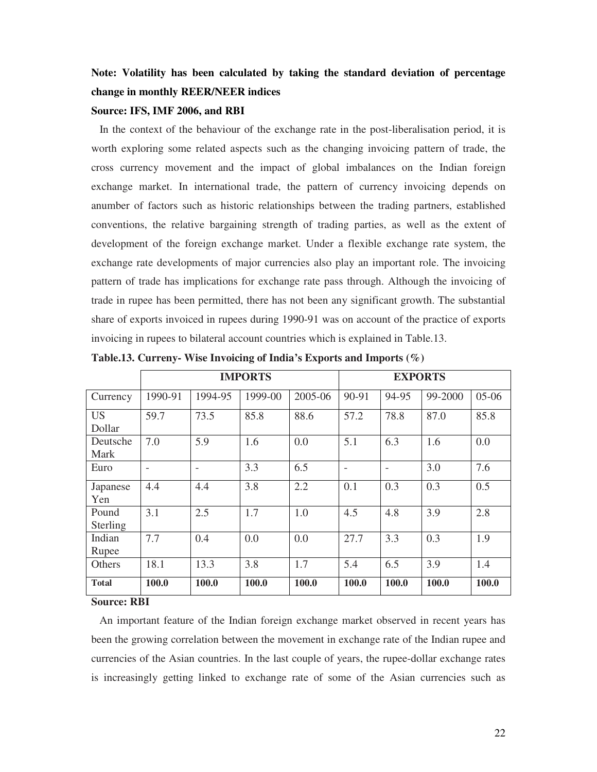**Note: Volatility has been calculated by taking the standard deviation of percentage change in monthly REER/NEER indices**

**Source: IFS, IMF 2006, and RBI**

In the context of the behaviour of the exchange rate in the post-liberalisation period, it is worth exploring some related aspects such as the changing invoicing pattern of trade, the cross currency movement and the impact of global imbalances on the Indian foreign exchange market. In international trade, the pattern of currency invoicing depends on anumber of factors such as historic relationships between the trading partners, established conventions, the relative bargaining strength of trading parties, as well as the extent of development of the foreign exchange market. Under a flexible exchange rate system, the exchange rate developments of major currencies also play an important role. The invoicing pattern of trade has implications for exchange rate pass through. Although the invoicing of trade in rupee has been permitted, there has not been any significant growth. The substantial share of exports invoiced in rupees during 1990-91 was on account of the practice of exports invoicing in rupees to bilateral account countries which is explained in Table.13.

**Table.13. Curreny- Wise Invoicing of India's Exports and Imports (%)**

| | IMPORTS | | | | EXPORTS | | | |
|---|---|---|---|---|---|---|---|---|
| Currency | 1990-91 | 1994-95 | 1999-00 | 2005-06 | 90-91 | 94-95 | 99-2000 | 05-06 |
| US Dollar | 59.7 | 73.5 | 85.8 | 88.6 | 57.2 | 78.8 | 87.0 | 85.8 |
| Deutsche Mark | 7.0 | 5.9 | 1.6 | 0.0 | 5.1 | 6.3 | 1.6 | 0.0 |
| Euro | - | - | 3.3 | 6.5 | - | - | 3.0 | 7.6 |
| Japanese Yen | 4.4 | 4.4 | 3.8 | 2.2 | 0.1 | 0.3 | 0.3 | 0.5 |
| Pound Sterling | 3.1 | 2.5 | 1.7 | 1.0 | 4.5 | 4.8 | 3.9 | 2.8 |
| Indian Rupee | 7.7 | 0.4 | 0.0 | 0.0 | 27.7 | 3.3 | 0.3 | 1.9 |
| Others | 18.1 | 13.3 | 3.8 | 1.7 | 5.4 | 6.5 | 3.9 | 1.4 |
| **Total** | **100.0** | **100.0** | **100.0** | **100.0** | **100.0** | **100.0** | **100.0** | **100.0** |

**Source: RBI**

An important feature of the Indian foreign exchange market observed in recent years has been the growing correlation between the movement in exchange rate of the Indian rupee and currencies of the Asian countries. In the last couple of years, the rupee-dollar exchange rates is increasingly getting linked to exchange rate of some of the Asian currencies such as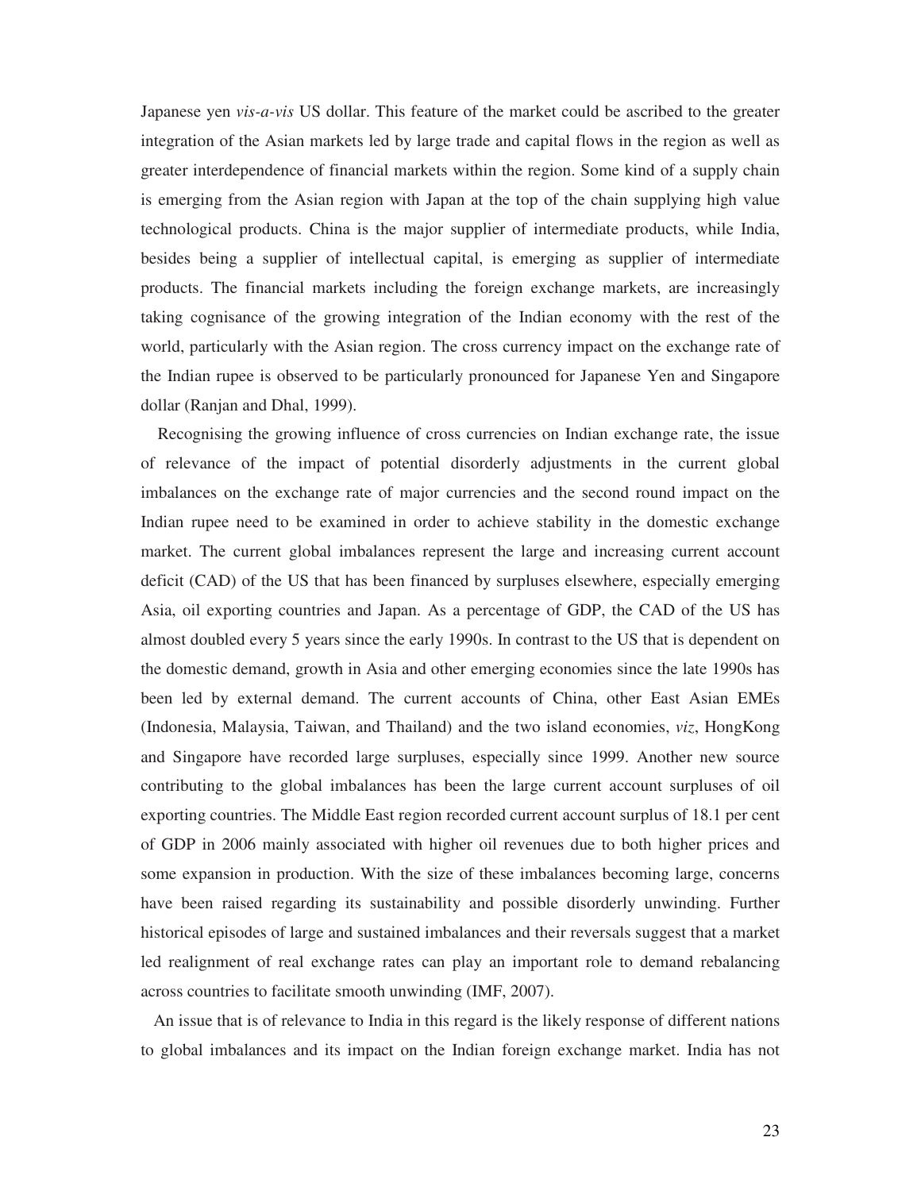Japanese yen *vis-a-vis* US dollar. This feature of the market could be ascribed to the greater integration of the Asian markets led by large trade and capital flows in the region as well as greater interdependence of financial markets within the region. Some kind of a supply chain is emerging from the Asian region with Japan at the top of the chain supplying high value technological products. China is the major supplier of intermediate products, while India, besides being a supplier of intellectual capital, is emerging as supplier of intermediate products. The financial markets including the foreign exchange markets, are increasingly taking cognisance of the growing integration of the Indian economy with the rest of the world, particularly with the Asian region. The cross currency impact on the exchange rate of the Indian rupee is observed to be particularly pronounced for Japanese Yen and Singapore dollar (Ranjan and Dhal, 1999).

Recognising the growing influence of cross currencies on Indian exchange rate, the issue of relevance of the impact of potential disorderly adjustments in the current global imbalances on the exchange rate of major currencies and the second round impact on the Indian rupee need to be examined in order to achieve stability in the domestic exchange market. The current global imbalances represent the large and increasing current account deficit (CAD) of the US that has been financed by surpluses elsewhere, especially emerging Asia, oil exporting countries and Japan. As a percentage of GDP, the CAD of the US has almost doubled every 5 years since the early 1990s. In contrast to the US that is dependent on the domestic demand, growth in Asia and other emerging economies since the late 1990s has been led by external demand. The current accounts of China, other East Asian EMEs (Indonesia, Malaysia, Taiwan, and Thailand) and the two island economies, *viz*, HongKong and Singapore have recorded large surpluses, especially since 1999. Another new source contributing to the global imbalances has been the large current account surpluses of oil exporting countries. The Middle East region recorded current account surplus of 18.1 per cent of GDP in 2006 mainly associated with higher oil revenues due to both higher prices and some expansion in production. With the size of these imbalances becoming large, concerns have been raised regarding its sustainability and possible disorderly unwinding. Further historical episodes of large and sustained imbalances and their reversals suggest that a market led realignment of real exchange rates can play an important role to demand rebalancing across countries to facilitate smooth unwinding (IMF, 2007).

An issue that is of relevance to India in this regard is the likely response of different nations to global imbalances and its impact on the Indian foreign exchange market. India has not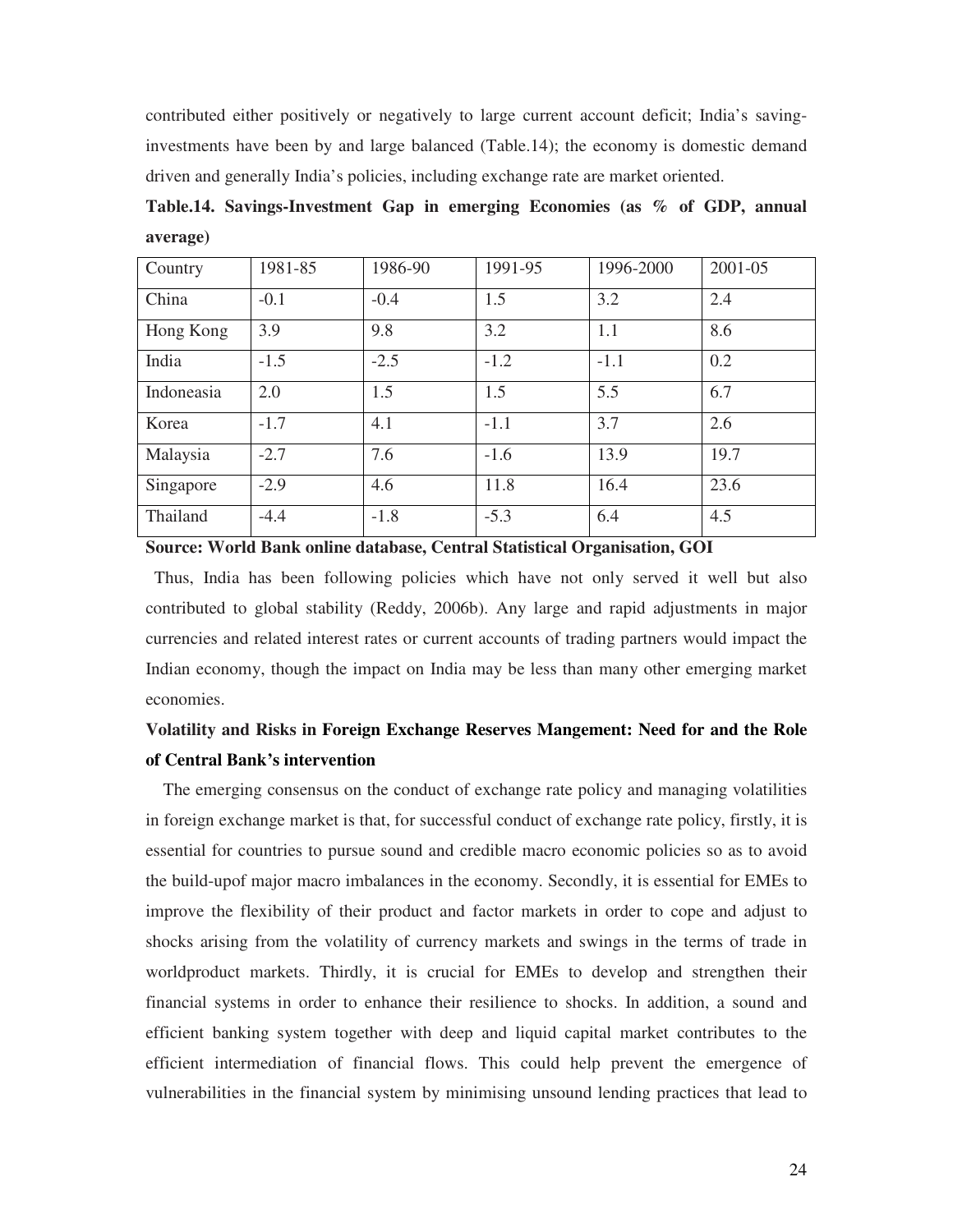contributed either positively or negatively to large current account deficit; India's saving-investments have been by and large balanced (Table.14); the economy is domestic demand driven and generally India's policies, including exchange rate are market oriented.

**Table.14. Savings-Investment Gap in emerging Economies (as % of GDP, annual average)**

| Country | 1981-85 | 1986-90 | 1991-95 | 1996-2000 | 2001-05 |
|---|---|---|---|---|---|
| China | -0.1 | -0.4 | 1.5 | 3.2 | 2.4 |
| Hong Kong | 3.9 | 9.8 | 3.2 | 1.1 | 8.6 |
| India | -1.5 | -2.5 | -1.2 | -1.1 | 0.2 |
| Indoneasia | 2.0 | 1.5 | 1.5 | 5.5 | 6.7 |
| Korea | -1.7 | 4.1 | -1.1 | 3.7 | 2.6 |
| Malaysia | -2.7 | 7.6 | -1.6 | 13.9 | 19.7 |
| Singapore | -2.9 | 4.6 | 11.8 | 16.4 | 23.6 |
| Thailand | -4.4 | -1.8 | -5.3 | 6.4 | 4.5 |

**Source: World Bank online database, Central Statistical Organisation, GOI**

Thus, India has been following policies which have not only served it well but also contributed to global stability (Reddy, 2006b). Any large and rapid adjustments in major currencies and related interest rates or current accounts of trading partners would impact the Indian economy, though the impact on India may be less than many other emerging market economies.

**Volatility and Risks in Foreign Exchange Reserves Mangement: Need for and the Role of Central Bank's intervention**

The emerging consensus on the conduct of exchange rate policy and managing volatilities in foreign exchange market is that, for successful conduct of exchange rate policy, firstly, it is essential for countries to pursue sound and credible macro economic policies so as to avoid the build-upof major macro imbalances in the economy. Secondly, it is essential for EMEs to improve the flexibility of their product and factor markets in order to cope and adjust to shocks arising from the volatility of currency markets and swings in the terms of trade in worldproduct markets. Thirdly, it is crucial for EMEs to develop and strengthen their financial systems in order to enhance their resilience to shocks. In addition, a sound and efficient banking system together with deep and liquid capital market contributes to the efficient intermediation of financial flows. This could help prevent the emergence of vulnerabilities in the financial system by minimising unsound lending practices that lead to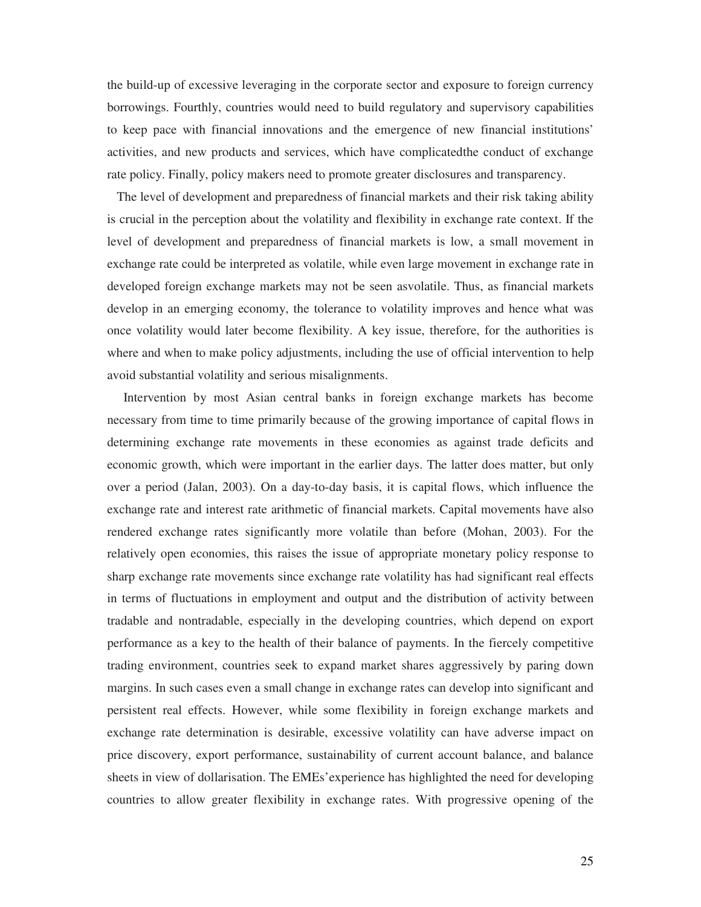the build-up of excessive leveraging in the corporate sector and exposure to foreign currency borrowings. Fourthly, countries would need to build regulatory and supervisory capabilities to keep pace with financial innovations and the emergence of new financial institutions' activities, and new products and services, which have complicatedthe conduct of exchange rate policy. Finally, policy makers need to promote greater disclosures and transparency.

The level of development and preparedness of financial markets and their risk taking ability is crucial in the perception about the volatility and flexibility in exchange rate context. If the level of development and preparedness of financial markets is low, a small movement in exchange rate could be interpreted as volatile, while even large movement in exchange rate in developed foreign exchange markets may not be seen asvolatile. Thus, as financial markets develop in an emerging economy, the tolerance to volatility improves and hence what was once volatility would later become flexibility. A key issue, therefore, for the authorities is where and when to make policy adjustments, including the use of official intervention to help avoid substantial volatility and serious misalignments.

Intervention by most Asian central banks in foreign exchange markets has become necessary from time to time primarily because of the growing importance of capital flows in determining exchange rate movements in these economies as against trade deficits and economic growth, which were important in the earlier days. The latter does matter, but only over a period (Jalan, 2003). On a day-to-day basis, it is capital flows, which influence the exchange rate and interest rate arithmetic of financial markets. Capital movements have also rendered exchange rates significantly more volatile than before (Mohan, 2003). For the relatively open economies, this raises the issue of appropriate monetary policy response to sharp exchange rate movements since exchange rate volatility has had significant real effects in terms of fluctuations in employment and output and the distribution of activity between tradable and nontradable, especially in the developing countries, which depend on export performance as a key to the health of their balance of payments. In the fiercely competitive trading environment, countries seek to expand market shares aggressively by paring down margins. In such cases even a small change in exchange rates can develop into significant and persistent real effects. However, while some flexibility in foreign exchange markets and exchange rate determination is desirable, excessive volatility can have adverse impact on price discovery, export performance, sustainability of current account balance, and balance sheets in view of dollarisation. The EMEs'experience has highlighted the need for developing countries to allow greater flexibility in exchange rates. With progressive opening of the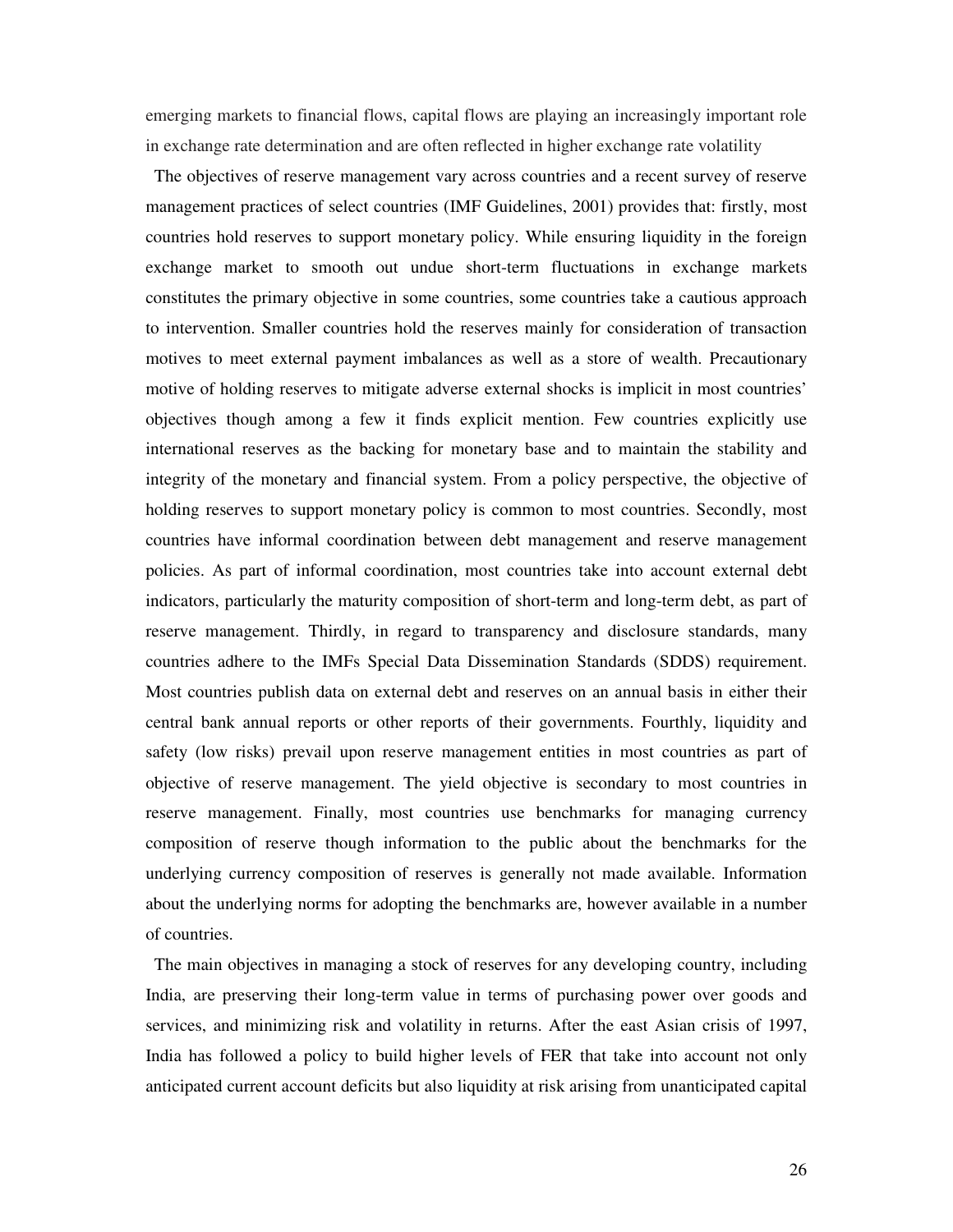emerging markets to financial flows, capital flows are playing an increasingly important role in exchange rate determination and are often reflected in higher exchange rate volatility

The objectives of reserve management vary across countries and a recent survey of reserve management practices of select countries (IMF Guidelines, 2001) provides that: firstly, most countries hold reserves to support monetary policy. While ensuring liquidity in the foreign exchange market to smooth out undue short-term fluctuations in exchange markets constitutes the primary objective in some countries, some countries take a cautious approach to intervention. Smaller countries hold the reserves mainly for consideration of transaction motives to meet external payment imbalances as well as a store of wealth. Precautionary motive of holding reserves to mitigate adverse external shocks is implicit in most countries' objectives though among a few it finds explicit mention. Few countries explicitly use international reserves as the backing for monetary base and to maintain the stability and integrity of the monetary and financial system. From a policy perspective, the objective of holding reserves to support monetary policy is common to most countries. Secondly, most countries have informal coordination between debt management and reserve management policies. As part of informal coordination, most countries take into account external debt indicators, particularly the maturity composition of short-term and long-term debt, as part of reserve management. Thirdly, in regard to transparency and disclosure standards, many countries adhere to the IMFs Special Data Dissemination Standards (SDDS) requirement. Most countries publish data on external debt and reserves on an annual basis in either their central bank annual reports or other reports of their governments. Fourthly, liquidity and safety (low risks) prevail upon reserve management entities in most countries as part of objective of reserve management. The yield objective is secondary to most countries in reserve management. Finally, most countries use benchmarks for managing currency composition of reserve though information to the public about the benchmarks for the underlying currency composition of reserves is generally not made available. Information about the underlying norms for adopting the benchmarks are, however available in a number of countries.

The main objectives in managing a stock of reserves for any developing country, including India, are preserving their long-term value in terms of purchasing power over goods and services, and minimizing risk and volatility in returns. After the east Asian crisis of 1997, India has followed a policy to build higher levels of FER that take into account not only anticipated current account deficits but also liquidity at risk arising from unanticipated capital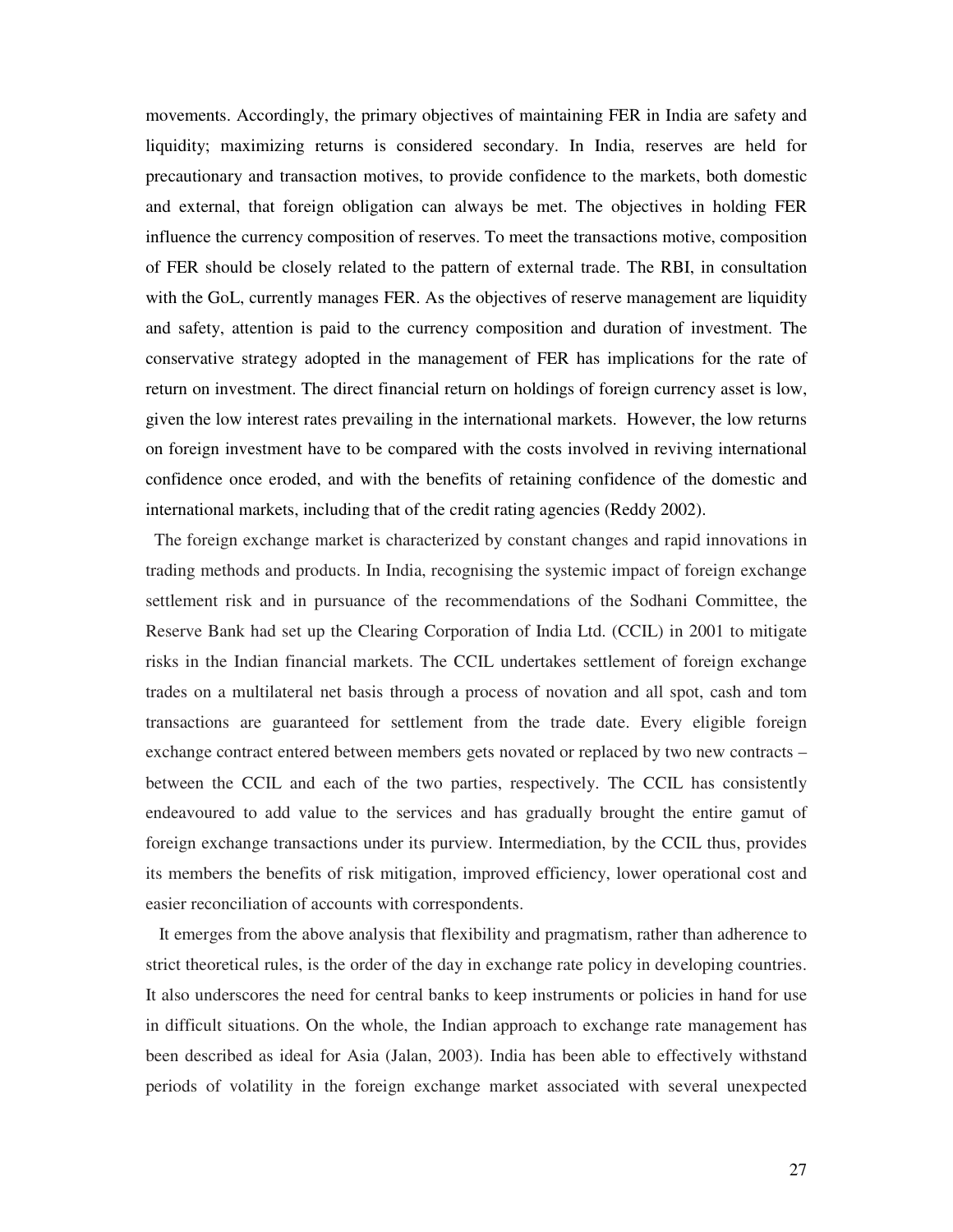movements. Accordingly, the primary objectives of maintaining FER in India are safety and liquidity; maximizing returns is considered secondary. In India, reserves are held for precautionary and transaction motives, to provide confidence to the markets, both domestic and external, that foreign obligation can always be met. The objectives in holding FER influence the currency composition of reserves. To meet the transactions motive, composition of FER should be closely related to the pattern of external trade. The RBI, in consultation with the GoI, currently manages FER. As the objectives of reserve management are liquidity and safety, attention is paid to the currency composition and duration of investment. The conservative strategy adopted in the management of FER has implications for the rate of return on investment. The direct financial return on holdings of foreign currency asset is low, given the low interest rates prevailing in the international markets. However, the low returns on foreign investment have to be compared with the costs involved in reviving international confidence once eroded, and with the benefits of retaining confidence of the domestic and international markets, including that of the credit rating agencies (Reddy 2002).

The foreign exchange market is characterized by constant changes and rapid innovations in trading methods and products. In India, recognising the systemic impact of foreign exchange settlement risk and in pursuance of the recommendations of the Sodhani Committee, the Reserve Bank had set up the Clearing Corporation of India Ltd. (CCIL) in 2001 to mitigate risks in the Indian financial markets. The CCIL undertakes settlement of foreign exchange trades on a multilateral net basis through a process of novation and all spot, cash and tom transactions are guaranteed for settlement from the trade date. Every eligible foreign exchange contract entered between members gets novated or replaced by two new contracts – between the CCIL and each of the two parties, respectively. The CCIL has consistently endeavoured to add value to the services and has gradually brought the entire gamut of foreign exchange transactions under its purview. Intermediation, by the CCIL thus, provides its members the benefits of risk mitigation, improved efficiency, lower operational cost and easier reconciliation of accounts with correspondents.

It emerges from the above analysis that flexibility and pragmatism, rather than adherence to strict theoretical rules, is the order of the day in exchange rate policy in developing countries. It also underscores the need for central banks to keep instruments or policies in hand for use in difficult situations. On the whole, the Indian approach to exchange rate management has been described as ideal for Asia (Jalan, 2003). India has been able to effectively withstand periods of volatility in the foreign exchange market associated with several unexpected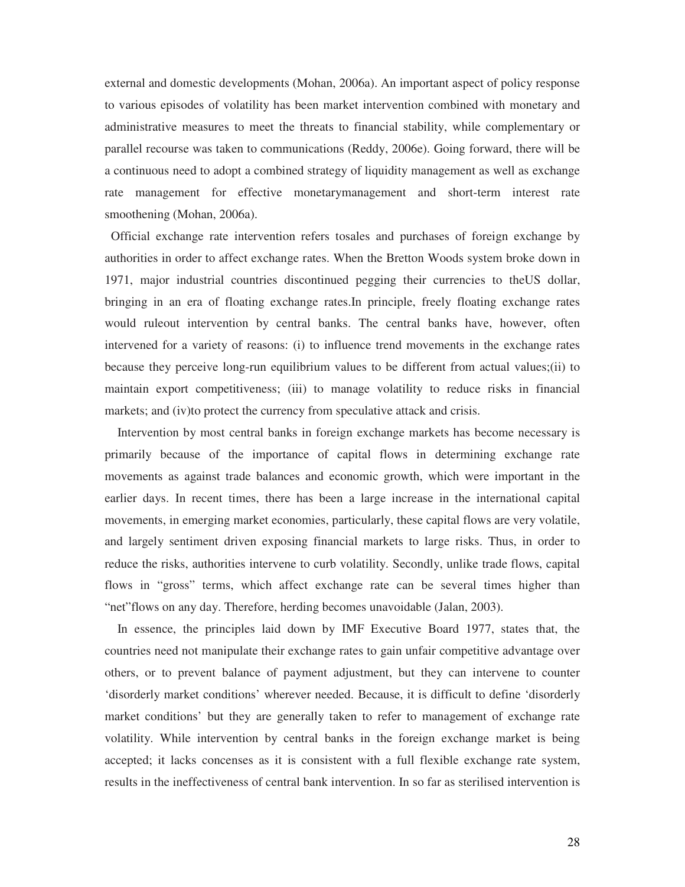external and domestic developments (Mohan, 2006a). An important aspect of policy response to various episodes of volatility has been market intervention combined with monetary and administrative measures to meet the threats to financial stability, while complementary or parallel recourse was taken to communications (Reddy, 2006e). Going forward, there will be a continuous need to adopt a combined strategy of liquidity management as well as exchange rate management for effective monetarymanagement and short-term interest rate smoothening (Mohan, 2006a).

Official exchange rate intervention refers tosales and purchases of foreign exchange by authorities in order to affect exchange rates. When the Bretton Woods system broke down in 1971, major industrial countries discontinued pegging their currencies to theUS dollar, bringing in an era of floating exchange rates.In principle, freely floating exchange rates would ruleout intervention by central banks. The central banks have, however, often intervened for a variety of reasons: (i) to influence trend movements in the exchange rates because they perceive long-run equilibrium values to be different from actual values;(ii) to maintain export competitiveness; (iii) to manage volatility to reduce risks in financial markets; and (iv)to protect the currency from speculative attack and crisis.

Intervention by most central banks in foreign exchange markets has become necessary is primarily because of the importance of capital flows in determining exchange rate movements as against trade balances and economic growth, which were important in the earlier days. In recent times, there has been a large increase in the international capital movements, in emerging market economies, particularly, these capital flows are very volatile, and largely sentiment driven exposing financial markets to large risks. Thus, in order to reduce the risks, authorities intervene to curb volatility. Secondly, unlike trade flows, capital flows in "gross" terms, which affect exchange rate can be several times higher than "net"flows on any day. Therefore, herding becomes unavoidable (Jalan, 2003).

In essence, the principles laid down by IMF Executive Board 1977, states that, the countries need not manipulate their exchange rates to gain unfair competitive advantage over others, or to prevent balance of payment adjustment, but they can intervene to counter 'disorderly market conditions' wherever needed. Because, it is difficult to define 'disorderly market conditions' but they are generally taken to refer to management of exchange rate volatility. While intervention by central banks in the foreign exchange market is being accepted; it lacks concenses as it is consistent with a full flexible exchange rate system, results in the ineffectiveness of central bank intervention. In so far as sterilised intervention is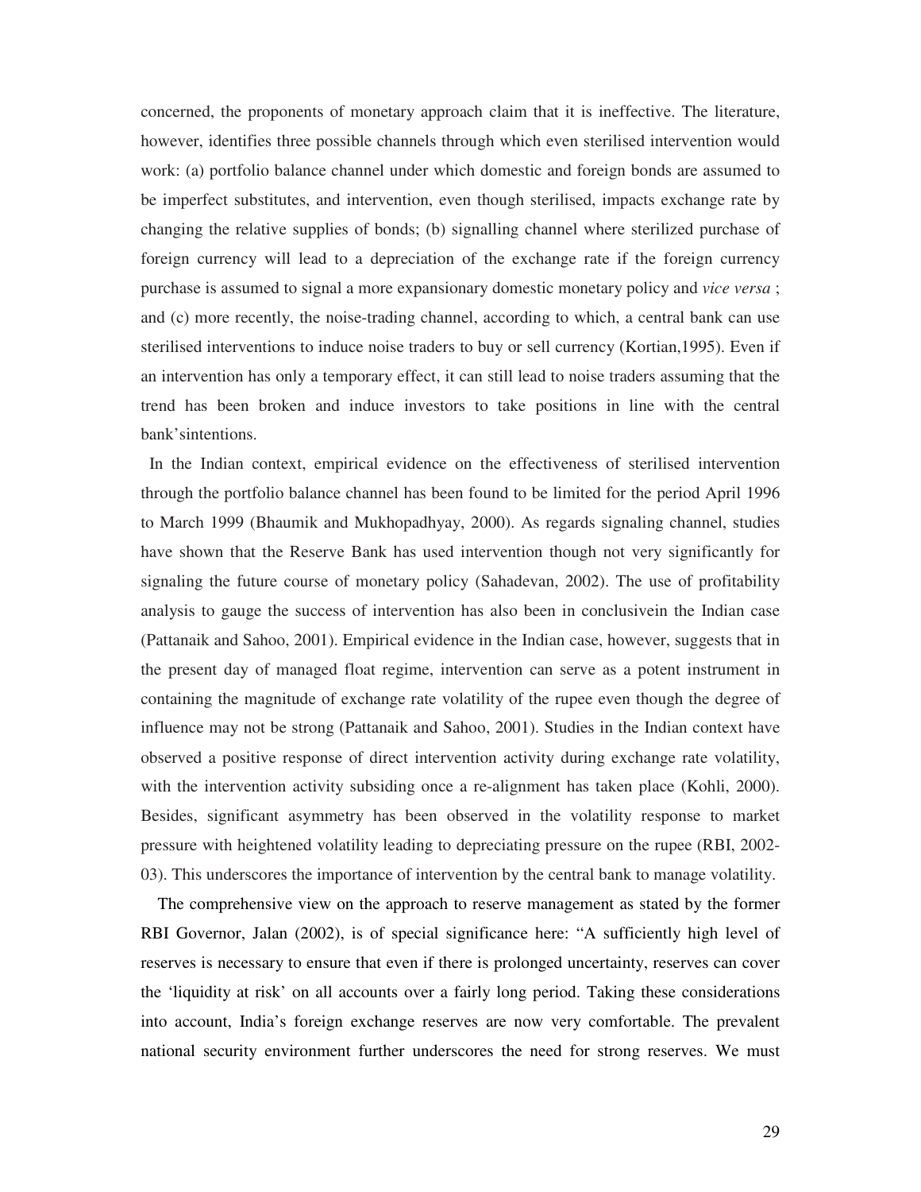concerned, the proponents of monetary approach claim that it is ineffective. The literature, however, identifies three possible channels through which even sterilised intervention would work: (a) portfolio balance channel under which domestic and foreign bonds are assumed to be imperfect substitutes, and intervention, even though sterilised, impacts exchange rate by changing the relative supplies of bonds; (b) signalling channel where sterilized purchase of foreign currency will lead to a depreciation of the exchange rate if the foreign currency purchase is assumed to signal a more expansionary domestic monetary policy and *vice versa* ; and (c) more recently, the noise-trading channel, according to which, a central bank can use sterilised interventions to induce noise traders to buy or sell currency (Kortian,1995). Even if an intervention has only a temporary effect, it can still lead to noise traders assuming that the trend has been broken and induce investors to take positions in line with the central bank'sintentions.

In the Indian context, empirical evidence on the effectiveness of sterilised intervention through the portfolio balance channel has been found to be limited for the period April 1996 to March 1999 (Bhaumik and Mukhopadhyay, 2000). As regards signaling channel, studies have shown that the Reserve Bank has used intervention though not very significantly for signaling the future course of monetary policy (Sahadevan, 2002). The use of profitability analysis to gauge the success of intervention has also been in conclusivein the Indian case (Pattanaik and Sahoo, 2001). Empirical evidence in the Indian case, however, suggests that in the present day of managed float regime, intervention can serve as a potent instrument in containing the magnitude of exchange rate volatility of the rupee even though the degree of influence may not be strong (Pattanaik and Sahoo, 2001). Studies in the Indian context have observed a positive response of direct intervention activity during exchange rate volatility, with the intervention activity subsiding once a re-alignment has taken place (Kohli, 2000). Besides, significant asymmetry has been observed in the volatility response to market pressure with heightened volatility leading to depreciating pressure on the rupee (RBI, 2002-03). This underscores the importance of intervention by the central bank to manage volatility.

The comprehensive view on the approach to reserve management as stated by the former RBI Governor, Jalan (2002), is of special significance here: "A sufficiently high level of reserves is necessary to ensure that even if there is prolonged uncertainty, reserves can cover the 'liquidity at risk' on all accounts over a fairly long period. Taking these considerations into account, India's foreign exchange reserves are now very comfortable. The prevalent national security environment further underscores the need for strong reserves. We must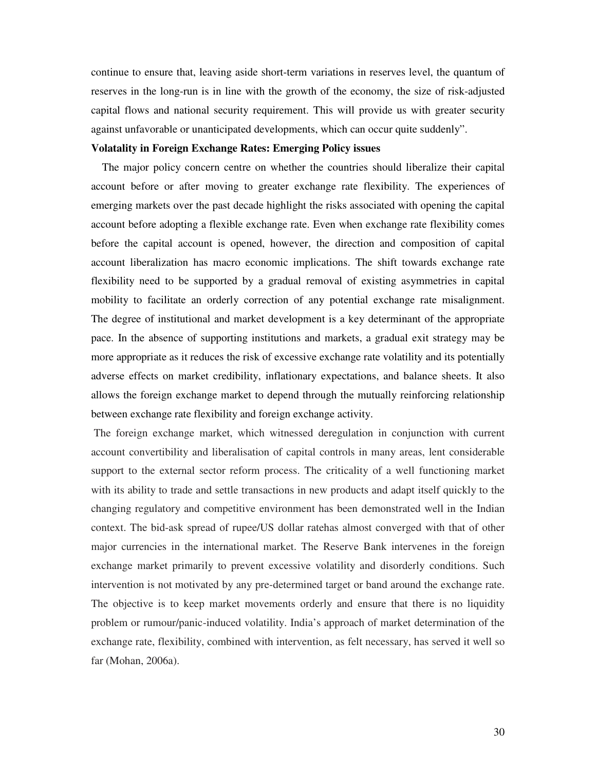continue to ensure that, leaving aside short-term variations in reserves level, the quantum of reserves in the long-run is in line with the growth of the economy, the size of risk-adjusted capital flows and national security requirement. This will provide us with greater security against unfavorable or unanticipated developments, which can occur quite suddenly".

**Volatality in Foreign Exchange Rates: Emerging Policy issues**

The major policy concern centre on whether the countries should liberalize their capital account before or after moving to greater exchange rate flexibility. The experiences of emerging markets over the past decade highlight the risks associated with opening the capital account before adopting a flexible exchange rate. Even when exchange rate flexibility comes before the capital account is opened, however, the direction and composition of capital account liberalization has macro economic implications. The shift towards exchange rate flexibility need to be supported by a gradual removal of existing asymmetries in capital mobility to facilitate an orderly correction of any potential exchange rate misalignment. The degree of institutional and market development is a key determinant of the appropriate pace. In the absence of supporting institutions and markets, a gradual exit strategy may be more appropriate as it reduces the risk of excessive exchange rate volatility and its potentially adverse effects on market credibility, inflationary expectations, and balance sheets. It also allows the foreign exchange market to depend through the mutually reinforcing relationship between exchange rate flexibility and foreign exchange activity.

The foreign exchange market, which witnessed deregulation in conjunction with current account convertibility and liberalisation of capital controls in many areas, lent considerable support to the external sector reform process. The criticality of a well functioning market with its ability to trade and settle transactions in new products and adapt itself quickly to the changing regulatory and competitive environment has been demonstrated well in the Indian context. The bid-ask spread of rupee/US dollar ratehas almost converged with that of other major currencies in the international market. The Reserve Bank intervenes in the foreign exchange market primarily to prevent excessive volatility and disorderly conditions. Such intervention is not motivated by any pre-determined target or band around the exchange rate. The objective is to keep market movements orderly and ensure that there is no liquidity problem or rumour/panic-induced volatility. India's approach of market determination of the exchange rate, flexibility, combined with intervention, as felt necessary, has served it well so far (Mohan, 2006a).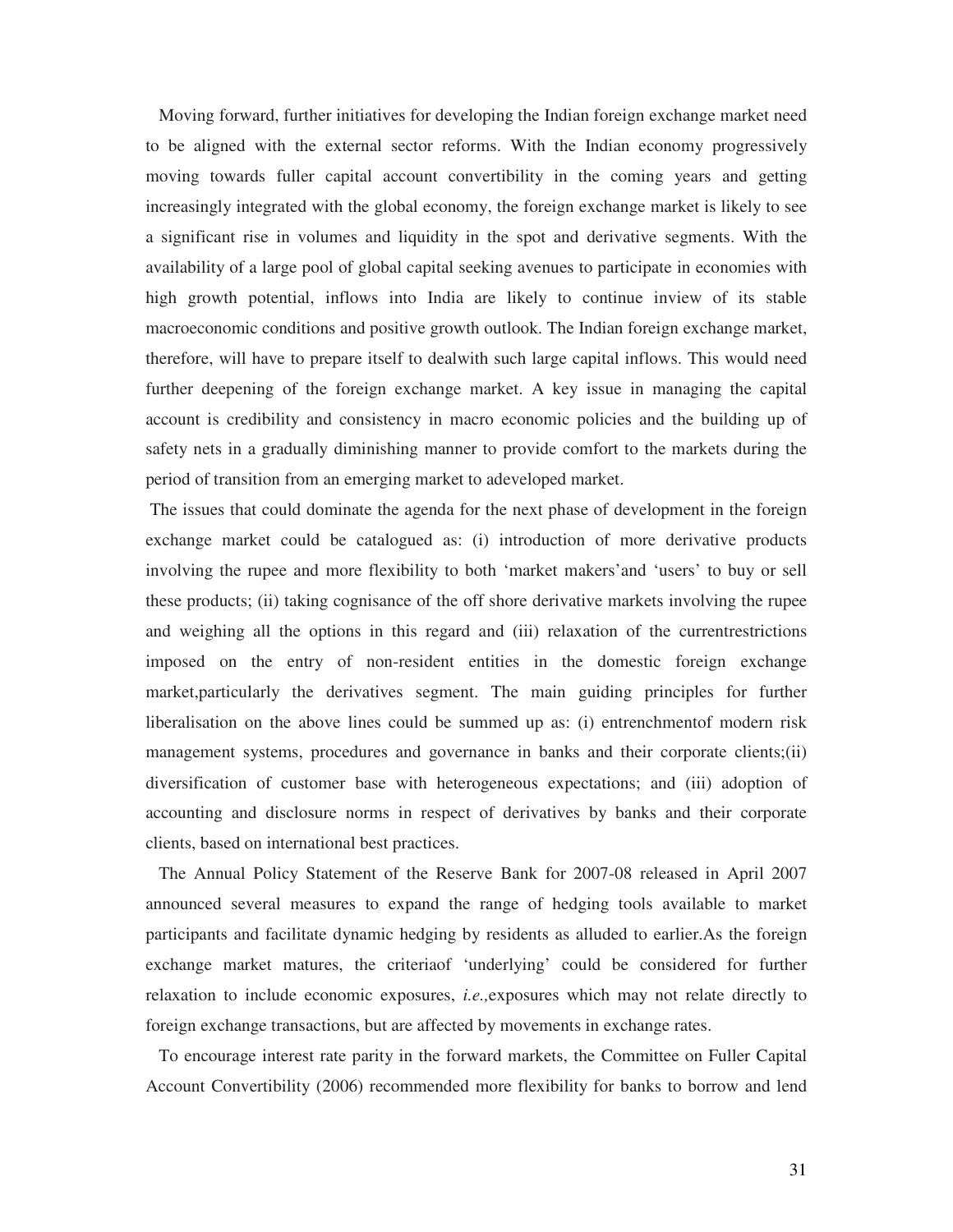Moving forward, further initiatives for developing the Indian foreign exchange market need to be aligned with the external sector reforms. With the Indian economy progressively moving towards fuller capital account convertibility in the coming years and getting increasingly integrated with the global economy, the foreign exchange market is likely to see a significant rise in volumes and liquidity in the spot and derivative segments. With the availability of a large pool of global capital seeking avenues to participate in economies with high growth potential, inflows into India are likely to continue inview of its stable macroeconomic conditions and positive growth outlook. The Indian foreign exchange market, therefore, will have to prepare itself to dealwith such large capital inflows. This would need further deepening of the foreign exchange market. A key issue in managing the capital account is credibility and consistency in macro economic policies and the building up of safety nets in a gradually diminishing manner to provide comfort to the markets during the period of transition from an emerging market to adeveloped market.

The issues that could dominate the agenda for the next phase of development in the foreign exchange market could be catalogued as: (i) introduction of more derivative products involving the rupee and more flexibility to both 'market makers'and 'users' to buy or sell these products; (ii) taking cognisance of the off shore derivative markets involving the rupee and weighing all the options in this regard and (iii) relaxation of the currentrestrictions imposed on the entry of non-resident entities in the domestic foreign exchange market,particularly the derivatives segment. The main guiding principles for further liberalisation on the above lines could be summed up as: (i) entrenchmentof modern risk management systems, procedures and governance in banks and their corporate clients;(ii) diversification of customer base with heterogeneous expectations; and (iii) adoption of accounting and disclosure norms in respect of derivatives by banks and their corporate clients, based on international best practices.

The Annual Policy Statement of the Reserve Bank for 2007-08 released in April 2007 announced several measures to expand the range of hedging tools available to market participants and facilitate dynamic hedging by residents as alluded to earlier.As the foreign exchange market matures, the criteriaof 'underlying' could be considered for further relaxation to include economic exposures, *i.e.,*exposures which may not relate directly to foreign exchange transactions, but are affected by movements in exchange rates.

To encourage interest rate parity in the forward markets, the Committee on Fuller Capital Account Convertibility (2006) recommended more flexibility for banks to borrow and lend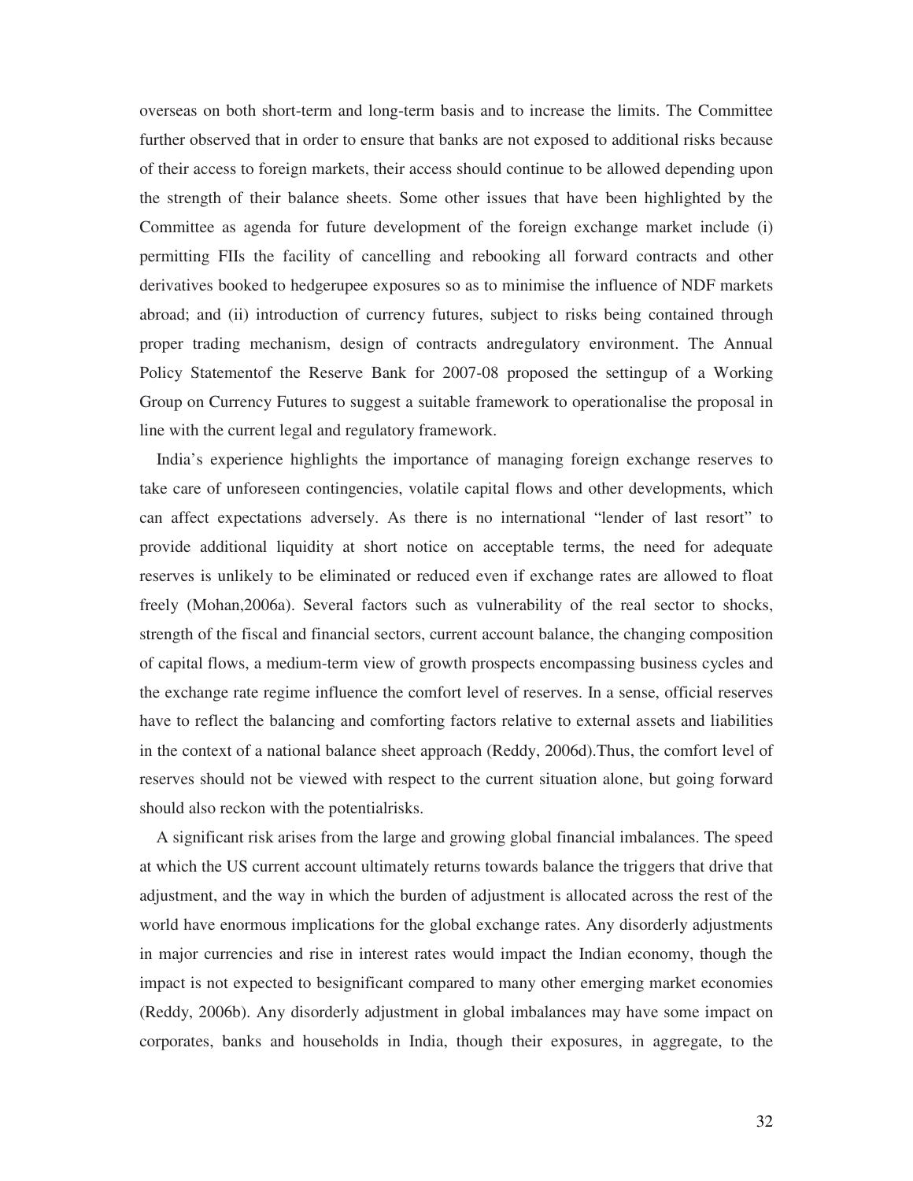overseas on both short-term and long-term basis and to increase the limits. The Committee further observed that in order to ensure that banks are not exposed to additional risks because of their access to foreign markets, their access should continue to be allowed depending upon the strength of their balance sheets. Some other issues that have been highlighted by the Committee as agenda for future development of the foreign exchange market include (i) permitting FIIs the facility of cancelling and rebooking all forward contracts and other derivatives booked to hedgerupee exposures so as to minimise the influence of NDF markets abroad; and (ii) introduction of currency futures, subject to risks being contained through proper trading mechanism, design of contracts andregulatory environment. The Annual Policy Statementof the Reserve Bank for 2007-08 proposed the settingup of a Working Group on Currency Futures to suggest a suitable framework to operationalise the proposal in line with the current legal and regulatory framework.

India's experience highlights the importance of managing foreign exchange reserves to take care of unforeseen contingencies, volatile capital flows and other developments, which can affect expectations adversely. As there is no international "lender of last resort" to provide additional liquidity at short notice on acceptable terms, the need for adequate reserves is unlikely to be eliminated or reduced even if exchange rates are allowed to float freely (Mohan,2006a). Several factors such as vulnerability of the real sector to shocks, strength of the fiscal and financial sectors, current account balance, the changing composition of capital flows, a medium-term view of growth prospects encompassing business cycles and the exchange rate regime influence the comfort level of reserves. In a sense, official reserves have to reflect the balancing and comforting factors relative to external assets and liabilities in the context of a national balance sheet approach (Reddy, 2006d).Thus, the comfort level of reserves should not be viewed with respect to the current situation alone, but going forward should also reckon with the potentialrisks.

A significant risk arises from the large and growing global financial imbalances. The speed at which the US current account ultimately returns towards balance the triggers that drive that adjustment, and the way in which the burden of adjustment is allocated across the rest of the world have enormous implications for the global exchange rates. Any disorderly adjustments in major currencies and rise in interest rates would impact the Indian economy, though the impact is not expected to besignificant compared to many other emerging market economies (Reddy, 2006b). Any disorderly adjustment in global imbalances may have some impact on corporates, banks and households in India, though their exposures, in aggregate, to the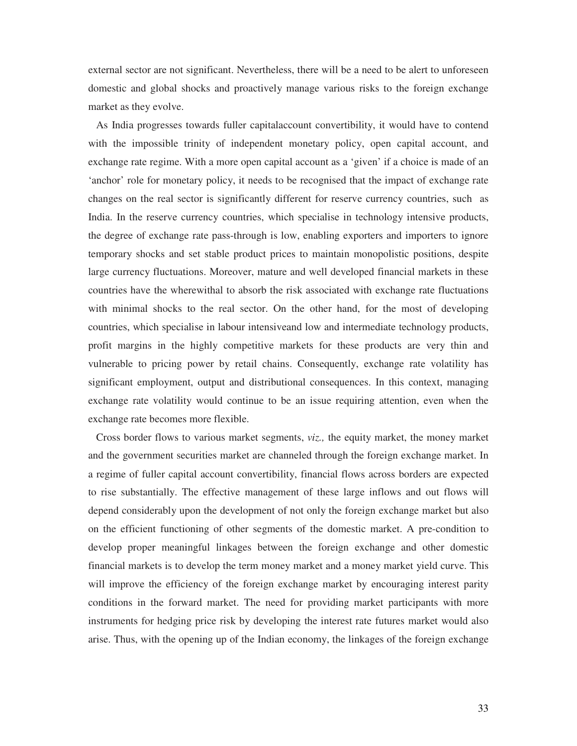external sector are not significant. Nevertheless, there will be a need to be alert to unforeseen domestic and global shocks and proactively manage various risks to the foreign exchange market as they evolve.

As India progresses towards fuller capitalaccount convertibility, it would have to contend with the impossible trinity of independent monetary policy, open capital account, and exchange rate regime. With a more open capital account as a 'given' if a choice is made of an 'anchor' role for monetary policy, it needs to be recognised that the impact of exchange rate changes on the real sector is significantly different for reserve currency countries, such as India. In the reserve currency countries, which specialise in technology intensive products, the degree of exchange rate pass-through is low, enabling exporters and importers to ignore temporary shocks and set stable product prices to maintain monopolistic positions, despite large currency fluctuations. Moreover, mature and well developed financial markets in these countries have the wherewithal to absorb the risk associated with exchange rate fluctuations with minimal shocks to the real sector. On the other hand, for the most of developing countries, which specialise in labour intensiveand low and intermediate technology products, profit margins in the highly competitive markets for these products are very thin and vulnerable to pricing power by retail chains. Consequently, exchange rate volatility has significant employment, output and distributional consequences. In this context, managing exchange rate volatility would continue to be an issue requiring attention, even when the exchange rate becomes more flexible.

Cross border flows to various market segments, *viz.,* the equity market, the money market and the government securities market are channeled through the foreign exchange market. In a regime of fuller capital account convertibility, financial flows across borders are expected to rise substantially. The effective management of these large inflows and out flows will depend considerably upon the development of not only the foreign exchange market but also on the efficient functioning of other segments of the domestic market. A pre-condition to develop proper meaningful linkages between the foreign exchange and other domestic financial markets is to develop the term money market and a money market yield curve. This will improve the efficiency of the foreign exchange market by encouraging interest parity conditions in the forward market. The need for providing market participants with more instruments for hedging price risk by developing the interest rate futures market would also arise. Thus, with the opening up of the Indian economy, the linkages of the foreign exchange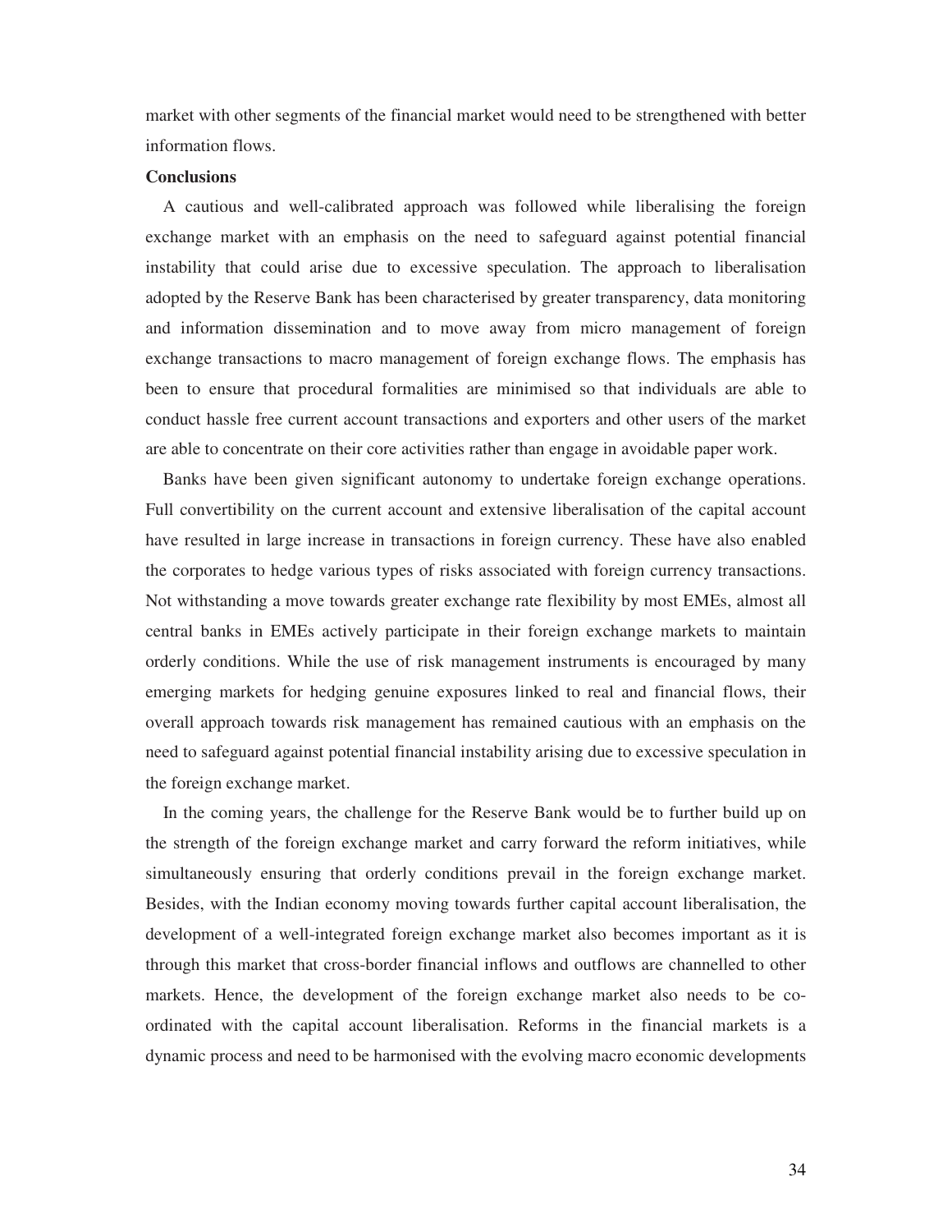market with other segments of the financial market would need to be strengthened with better information flows.

**Conclusions**

A cautious and well-calibrated approach was followed while liberalising the foreign exchange market with an emphasis on the need to safeguard against potential financial instability that could arise due to excessive speculation. The approach to liberalisation adopted by the Reserve Bank has been characterised by greater transparency, data monitoring and information dissemination and to move away from micro management of foreign exchange transactions to macro management of foreign exchange flows. The emphasis has been to ensure that procedural formalities are minimised so that individuals are able to conduct hassle free current account transactions and exporters and other users of the market are able to concentrate on their core activities rather than engage in avoidable paper work.

Banks have been given significant autonomy to undertake foreign exchange operations. Full convertibility on the current account and extensive liberalisation of the capital account have resulted in large increase in transactions in foreign currency. These have also enabled the corporates to hedge various types of risks associated with foreign currency transactions. Not withstanding a move towards greater exchange rate flexibility by most EMEs, almost all central banks in EMEs actively participate in their foreign exchange markets to maintain orderly conditions. While the use of risk management instruments is encouraged by many emerging markets for hedging genuine exposures linked to real and financial flows, their overall approach towards risk management has remained cautious with an emphasis on the need to safeguard against potential financial instability arising due to excessive speculation in the foreign exchange market.

In the coming years, the challenge for the Reserve Bank would be to further build up on the strength of the foreign exchange market and carry forward the reform initiatives, while simultaneously ensuring that orderly conditions prevail in the foreign exchange market. Besides, with the Indian economy moving towards further capital account liberalisation, the development of a well-integrated foreign exchange market also becomes important as it is through this market that cross-border financial inflows and outflows are channelled to other markets. Hence, the development of the foreign exchange market also needs to be co-ordinated with the capital account liberalisation. Reforms in the financial markets is a dynamic process and need to be harmonised with the evolving macro economic developments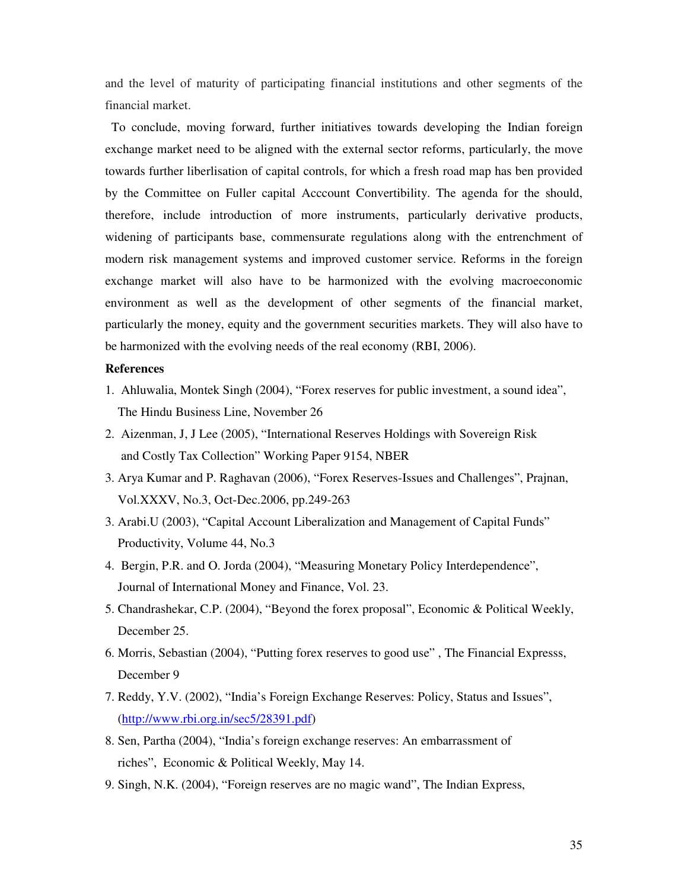and the level of maturity of participating financial institutions and other segments of the financial market.

To conclude, moving forward, further initiatives towards developing the Indian foreign exchange market need to be aligned with the external sector reforms, particularly, the move towards further liberlisation of capital controls, for which a fresh road map has ben provided by the Committee on Fuller capital Acccount Convertibility. The agenda for the should, therefore, include introduction of more instruments, particularly derivative products, widening of participants base, commensurate regulations along with the entrenchment of modern risk management systems and improved customer service. Reforms in the foreign exchange market will also have to be harmonized with the evolving macroeconomic environment as well as the development of other segments of the financial market, particularly the money, equity and the government securities markets. They will also have to be harmonized with the evolving needs of the real economy (RBI, 2006).

**References**

1. Ahluwalia, Montek Singh (2004), "Forex reserves for public investment, a sound idea", The Hindu Business Line, November 26
2. Aizenman, J, J Lee (2005), "International Reserves Holdings with Sovereign Risk and Costly Tax Collection" Working Paper 9154, NBER
3. Arya Kumar and P. Raghavan (2006), "Forex Reserves-Issues and Challenges", Prajnan, Vol.XXXV, No.3, Oct-Dec.2006, pp.249-263
3. Arabi.U (2003), "Capital Account Liberalization and Management of Capital Funds" Productivity, Volume 44, No.3
4. Bergin, P.R. and O. Jorda (2004), "Measuring Monetary Policy Interdependence", Journal of International Money and Finance, Vol. 23.
5. Chandrashekar, C.P. (2004), "Beyond the forex proposal", Economic & Political Weekly, December 25.
6. Morris, Sebastian (2004), "Putting forex reserves to good use" , The Financial Expresss, December 9
7. Reddy, Y.V. (2002), "India's Foreign Exchange Reserves: Policy, Status and Issues", (http://www.rbi.org.in/sec5/28391.pdf)
8. Sen, Partha (2004), "India's foreign exchange reserves: An embarrassment of riches", Economic & Political Weekly, May 14.
9. Singh, N.K. (2004), "Foreign reserves are no magic wand", The Indian Express,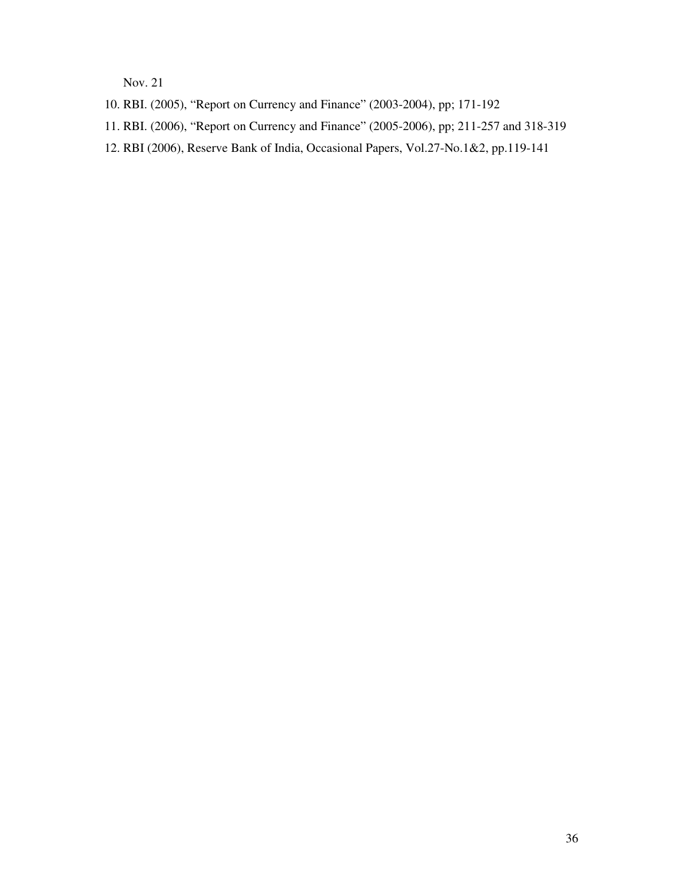Nov. 21

10. RBI. (2005), "Report on Currency and Finance" (2003-2004), pp; 171-192
11. RBI. (2006), "Report on Currency and Finance" (2005-2006), pp; 211-257 and 318-319
12. RBI (2006), Reserve Bank of India, Occasional Papers, Vol.27-No.1&2, pp.119-141